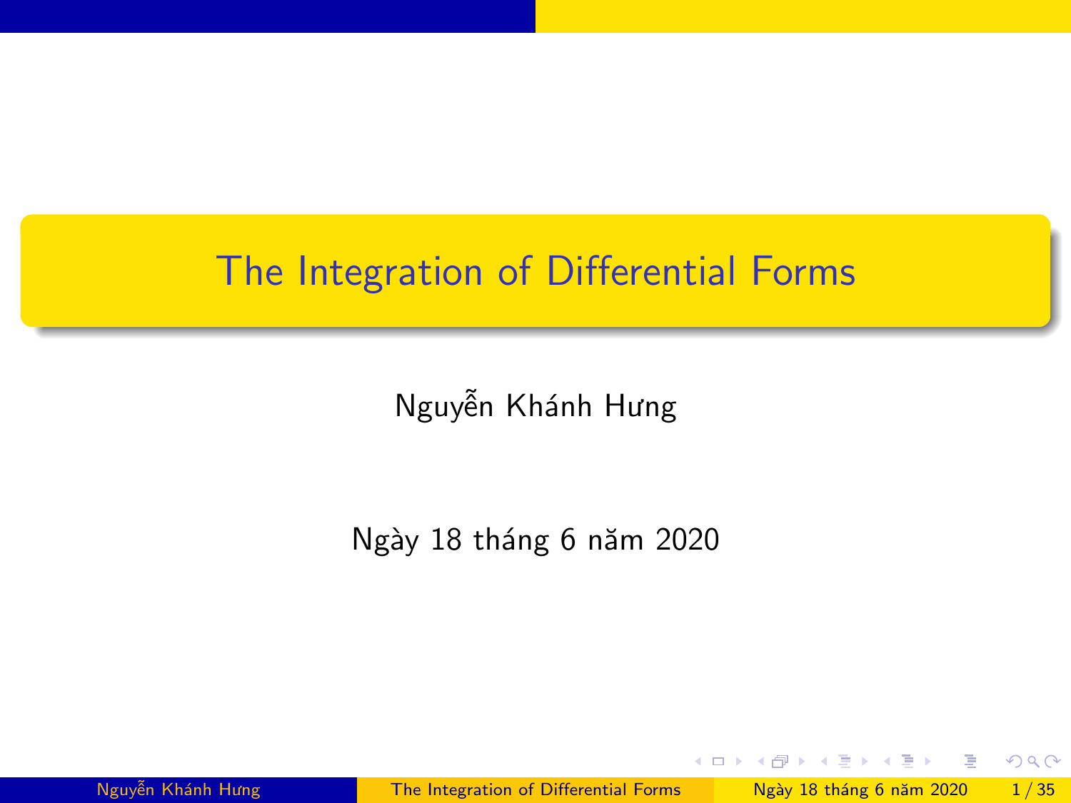# The Integration of Differential Forms

Nguyễn Khánh Hưng

Ngày 18 tháng 6 năm 2020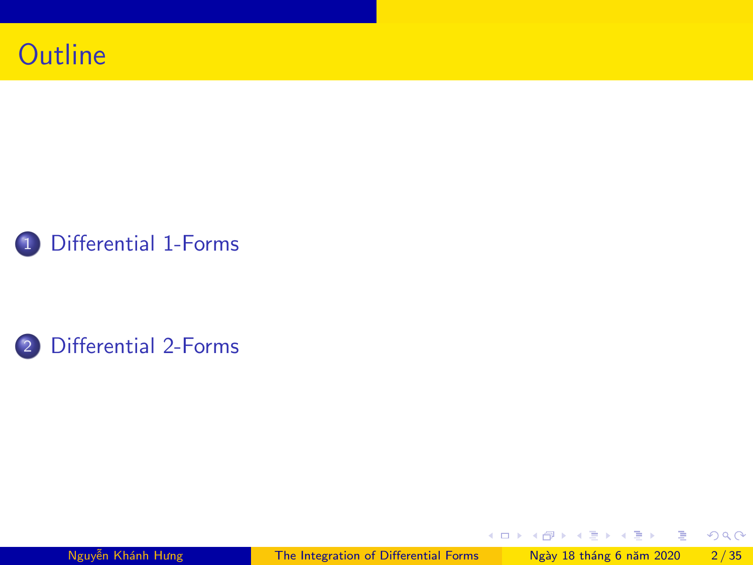# Outline

1. Differential 1-Forms

2. Differential 2-Forms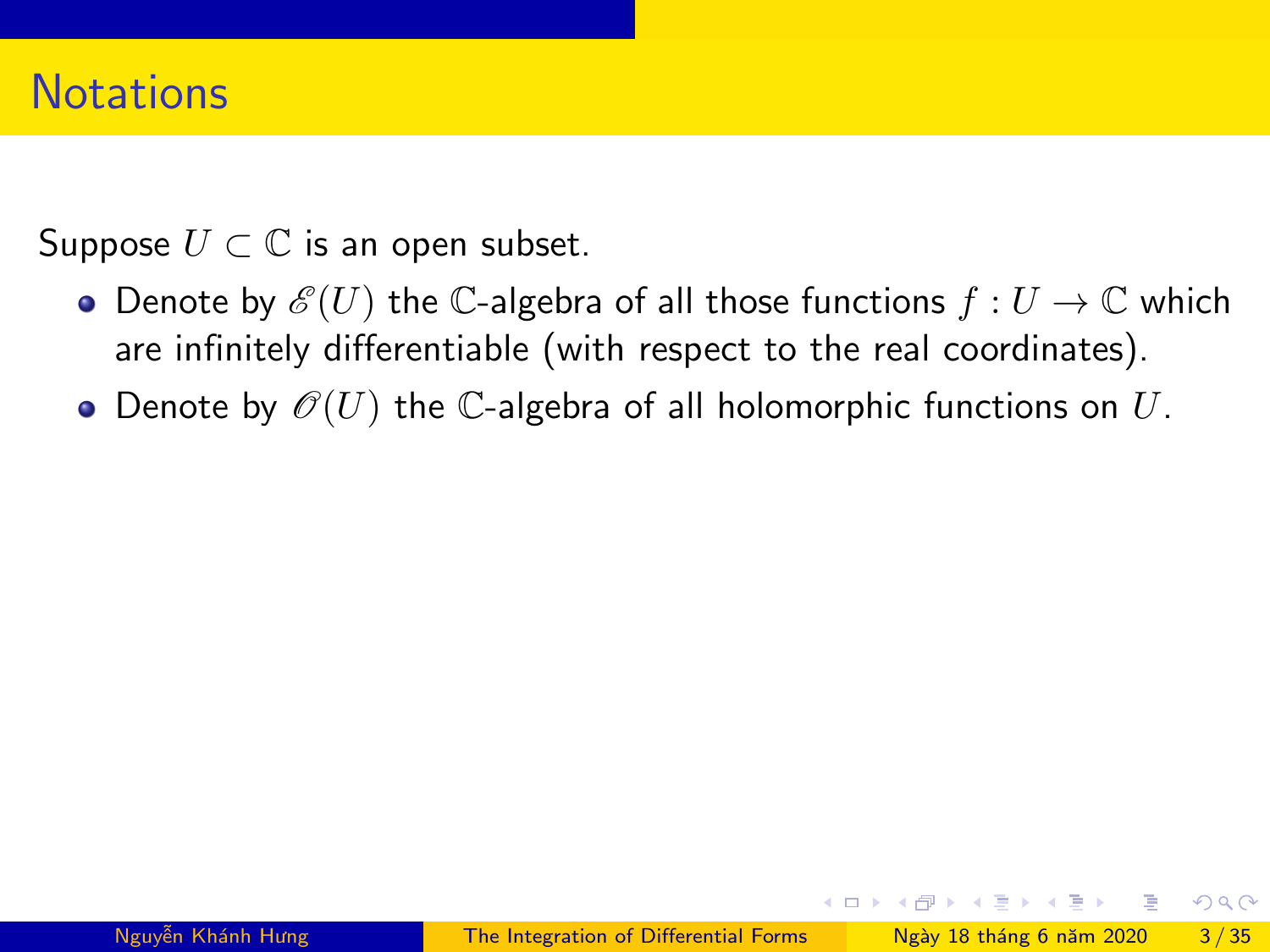# Notations

Suppose $U \subset \mathbb{C}$ is an open subset.

- Denote by $\mathscr{E}(U)$ the $\mathbb{C}$-algebra of all those functions $f : U \to \mathbb{C}$ which are infinitely differentiable (with respect to the real coordinates).
- Denote by $\mathscr{O}(U)$ the $\mathbb{C}$-algebra of all holomorphic functions on $U$.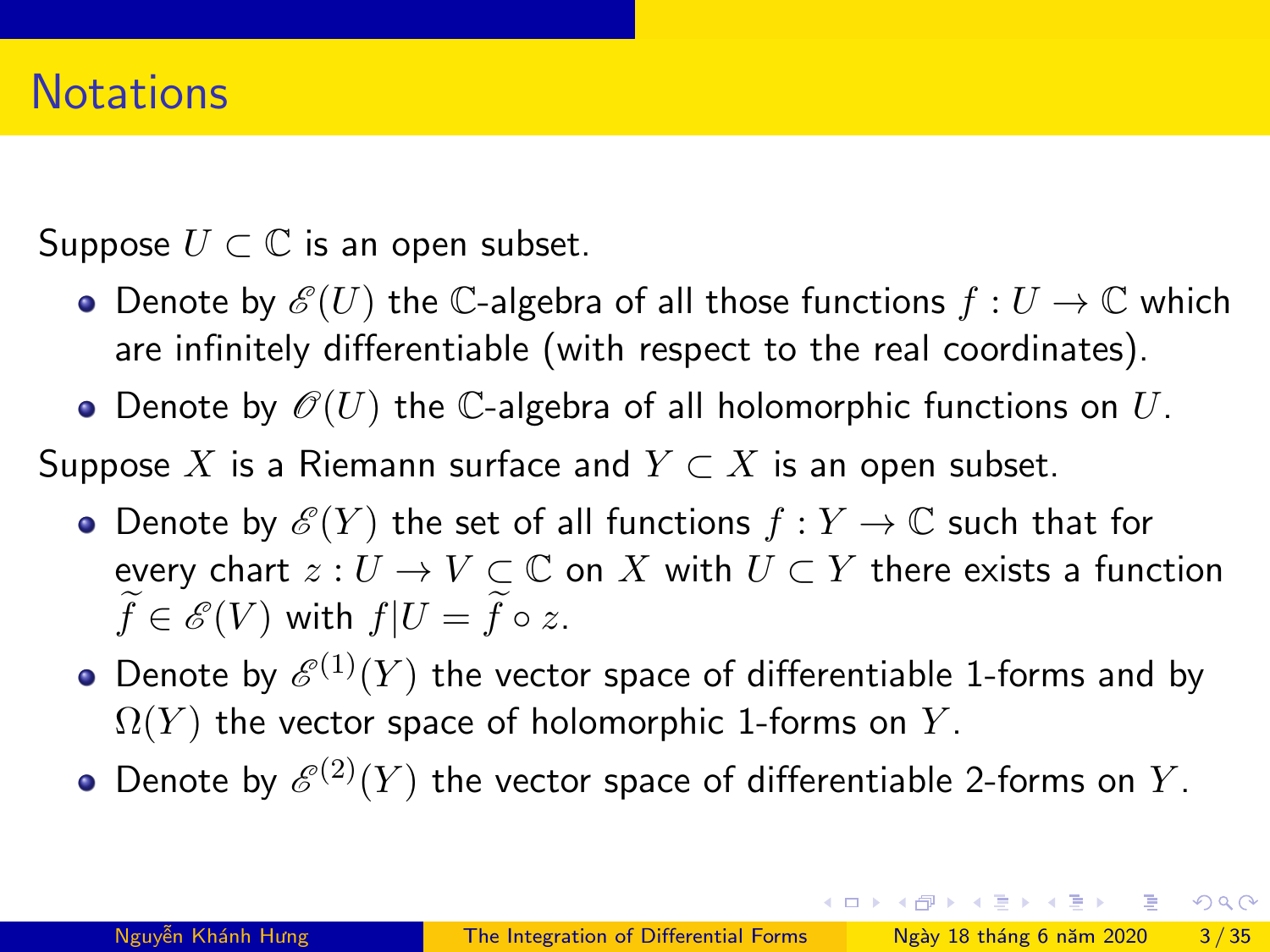# Notations

Suppose $U \subset \mathbb{C}$ is an open subset.

- Denote by $\mathscr{E}(U)$ the $\mathbb{C}$-algebra of all those functions $f : U \to \mathbb{C}$ which are infinitely differentiable (with respect to the real coordinates).
- Denote by $\mathscr{O}(U)$ the $\mathbb{C}$-algebra of all holomorphic functions on $U$.

Suppose $X$ is a Riemann surface and $Y \subset X$ is an open subset.

- Denote by $\mathscr{E}(Y)$ the set of all functions $f : Y \to \mathbb{C}$ such that for every chart $z : U \to V \subset \mathbb{C}$ on $X$ with $U \subset Y$ there exists a function $\widetilde{f} \in \mathscr{E}(V)$ with $f|U = \widetilde{f} \circ z$.
- Denote by $\mathscr{E}^{(1)}(Y)$ the vector space of differentiable 1-forms and by $\Omega(Y)$ the vector space of holomorphic 1-forms on $Y$.
- Denote by $\mathscr{E}^{(2)}(Y)$ the vector space of differentiable 2-forms on $Y$.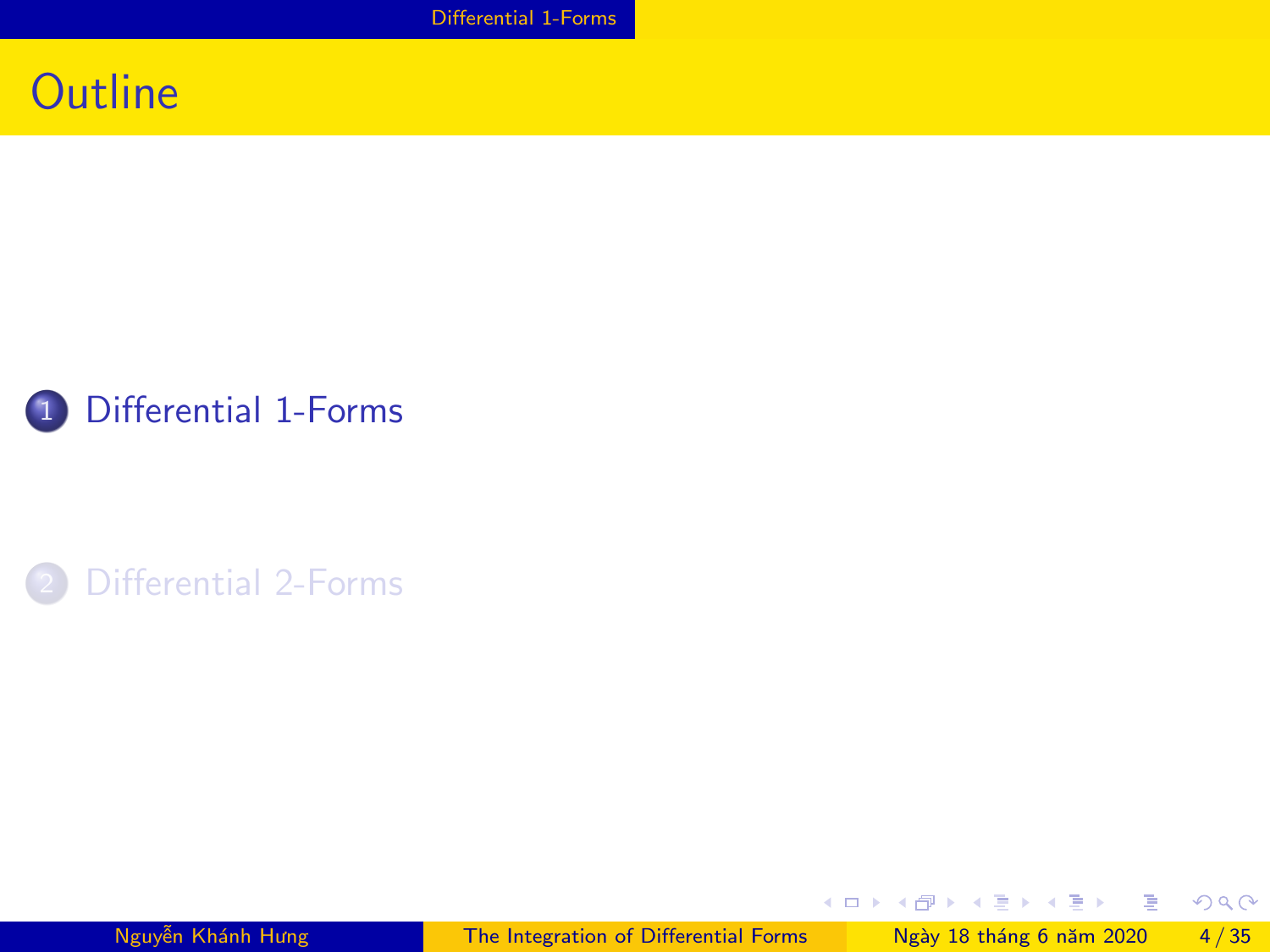# Outline

1. Differential 1-Forms

2. Differential 2-Forms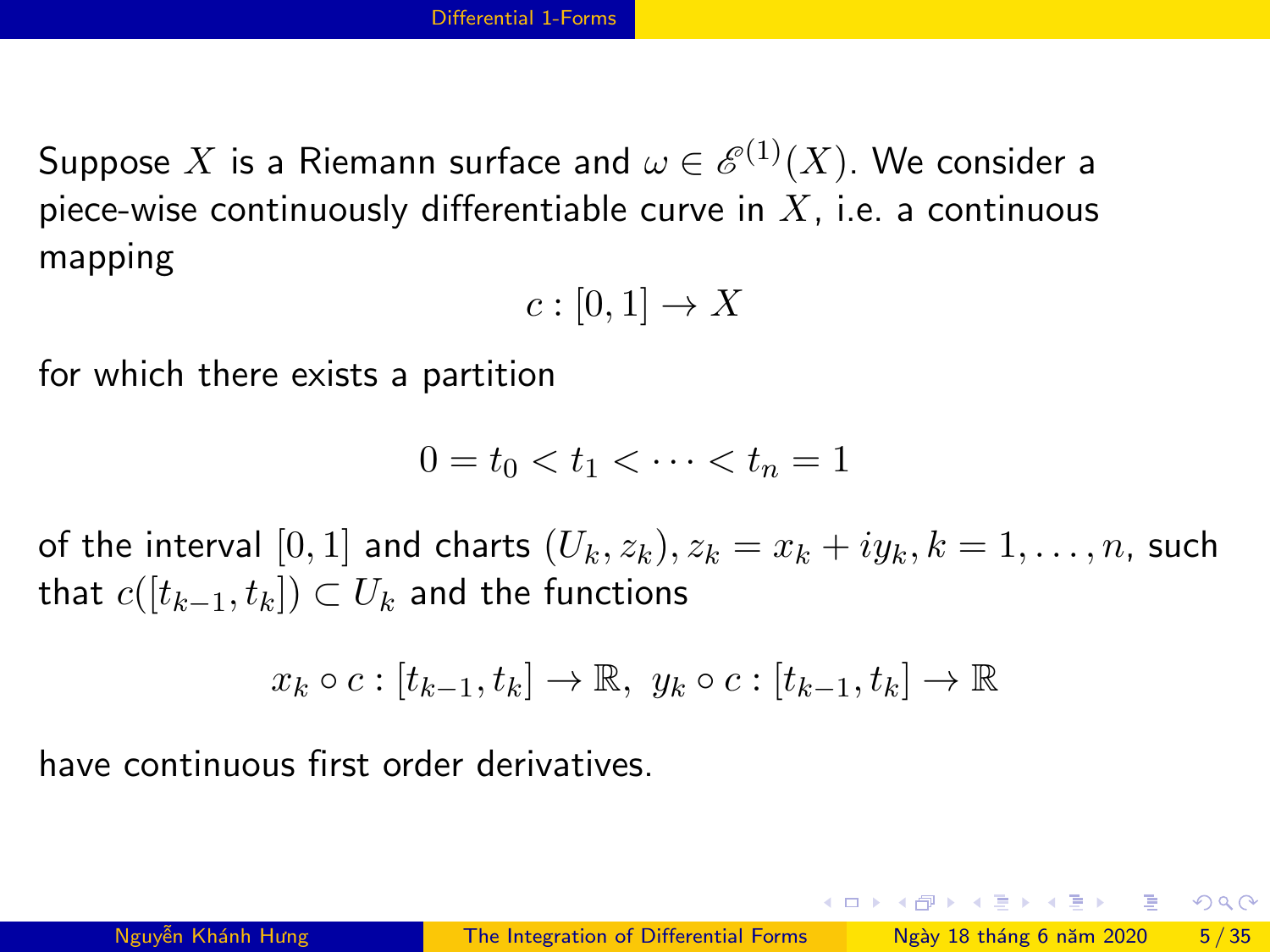Suppose $X$ is a Riemann surface and $\omega \in \mathscr{E}^{(1)}(X)$. We consider a piece-wise continuously differentiable curve in $X$, i.e. a continuous mapping

$$c : [0, 1] \to X$$

for which there exists a partition

$$0 = t_0 < t_1 < \cdots < t_n = 1$$

of the interval $[0, 1]$ and charts $(U_k, z_k), z_k = x_k + iy_k, k = 1, \ldots, n$, such that $c([t_{k-1}, t_k]) \subset U_k$ and the functions

$$x_k \circ c : [t_{k-1}, t_k] \to \mathbb{R}, \; y_k \circ c : [t_{k-1}, t_k] \to \mathbb{R}$$

have continuous first order derivatives.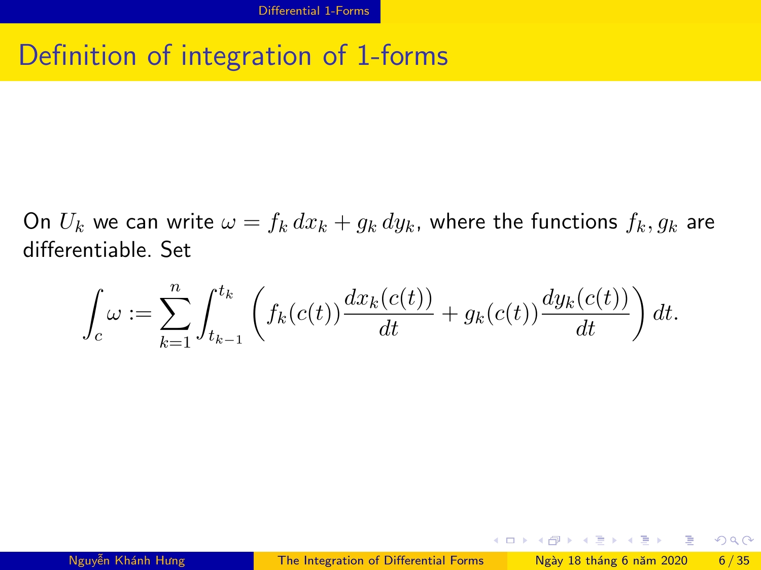# Definition of integration of 1-forms

On $U_k$ we can write $\omega = f_k\, dx_k + g_k\, dy_k$, where the functions $f_k, g_k$ are differentiable. Set

$$\int_c \omega := \sum_{k=1}^{n} \int_{t_{k-1}}^{t_k} \left( f_k(c(t)) \frac{dx_k(c(t))}{dt} + g_k(c(t)) \frac{dy_k(c(t))}{dt} \right) dt.$$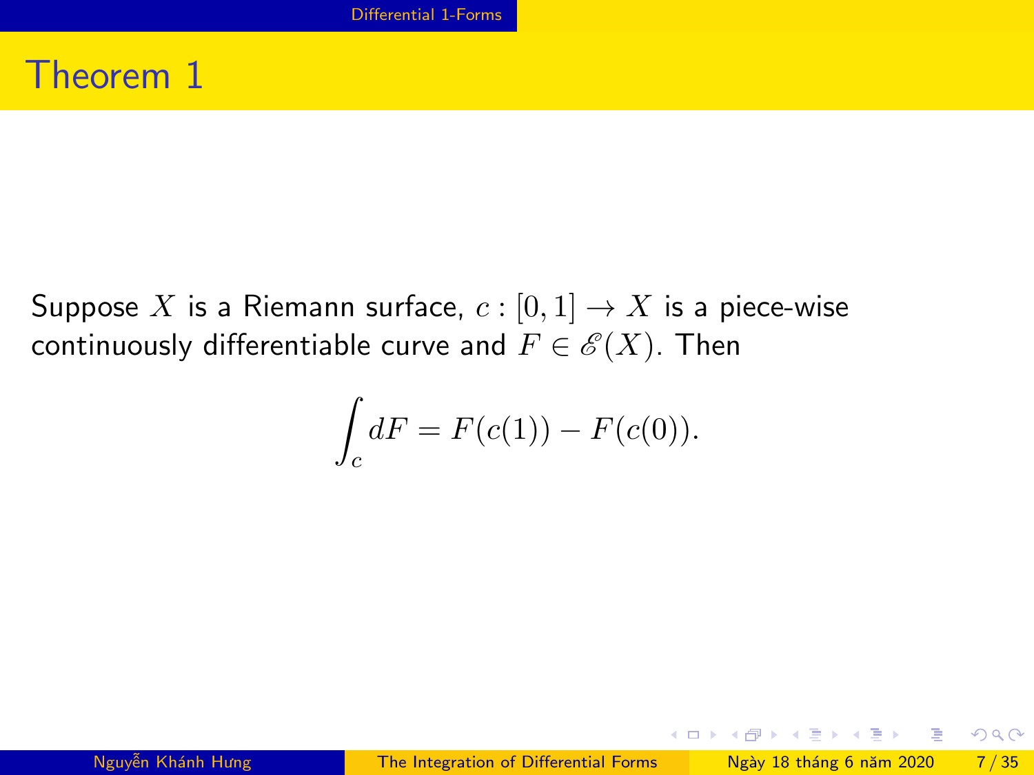# Theorem 1

Suppose $X$ is a Riemann surface, $c : [0, 1] \to X$ is a piece-wise continuously differentiable curve and $F \in \mathscr{E}(X)$. Then

$$\int_c dF = F(c(1)) - F(c(0)).$$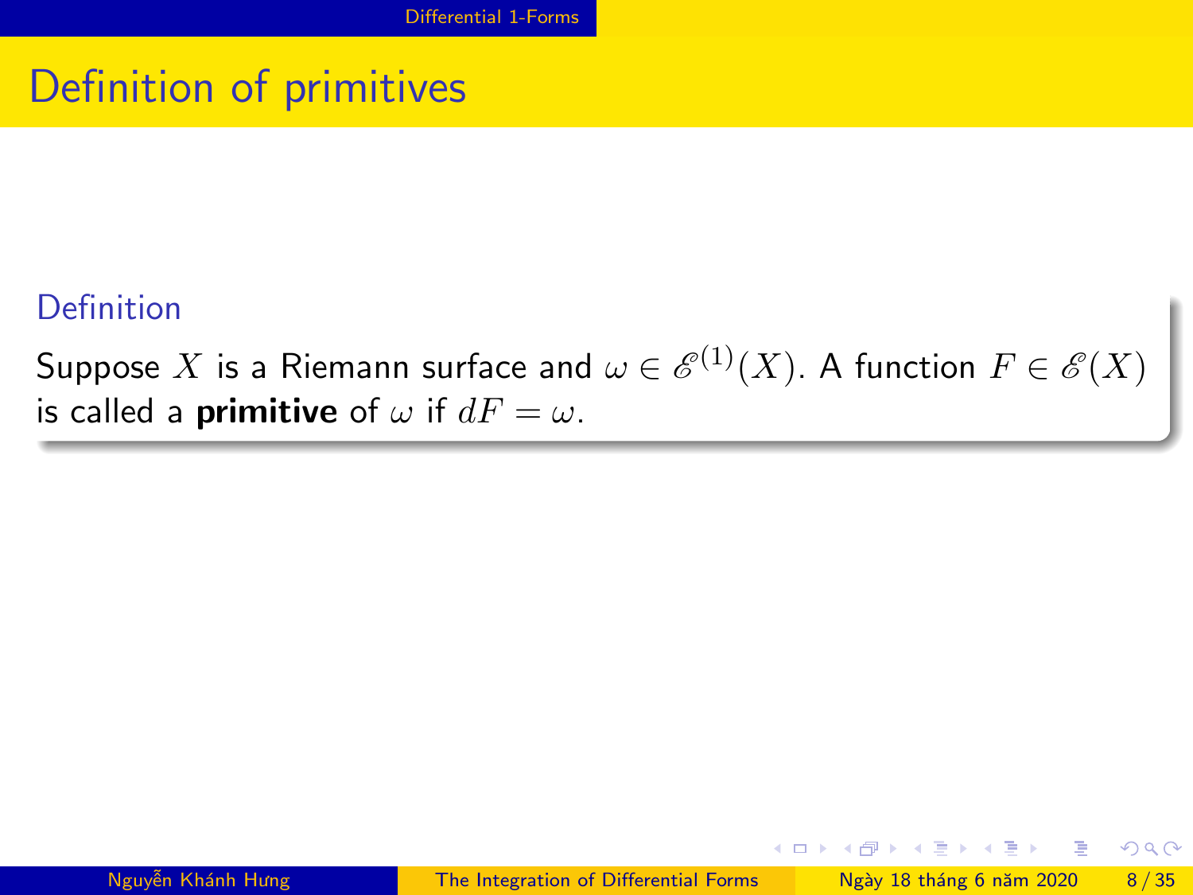# Definition of primitives

**Definition**

Suppose $X$ is a Riemann surface and $\omega \in \mathscr{E}^{(1)}(X)$. A function $F \in \mathscr{E}(X)$ is called a **primitive** of $\omega$ if $dF = \omega$.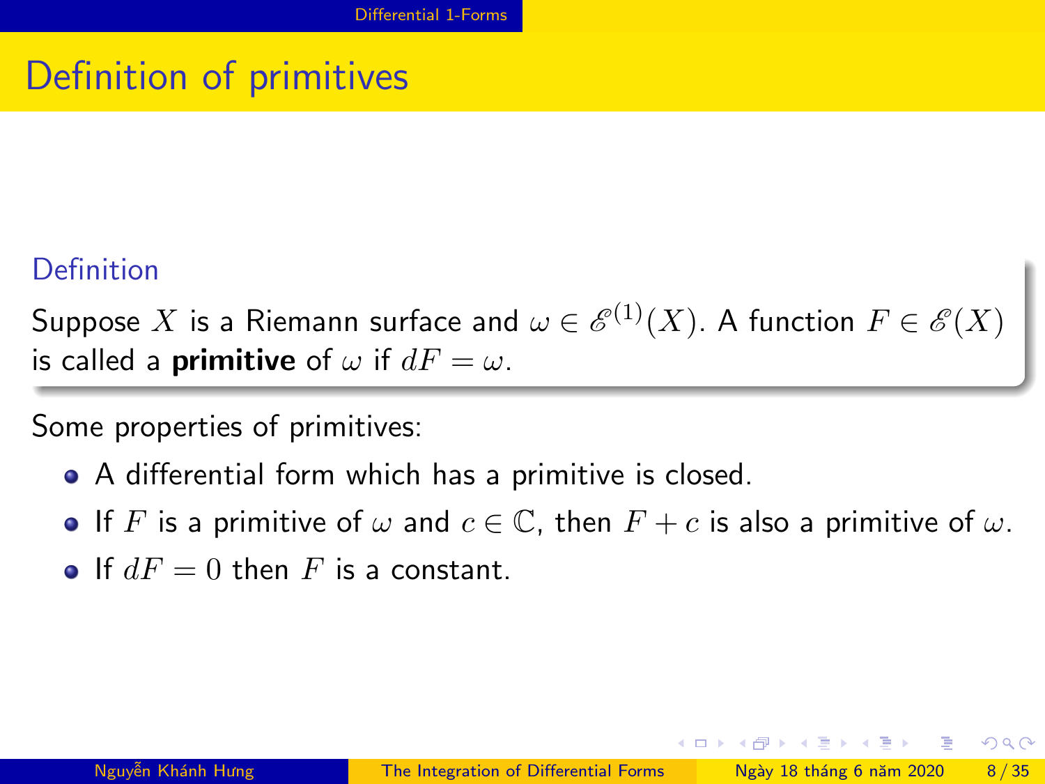# Definition of primitives

**Definition**

Suppose $X$ is a Riemann surface and $\omega \in \mathscr{E}^{(1)}(X)$. A function $F \in \mathscr{E}(X)$ is called a **primitive** of $\omega$ if $dF = \omega$.

Some properties of primitives:

- A differential form which has a primitive is closed.
- If $F$ is a primitive of $\omega$ and $c \in \mathbb{C}$, then $F + c$ is also a primitive of $\omega$.
- If $dF = 0$ then $F$ is a constant.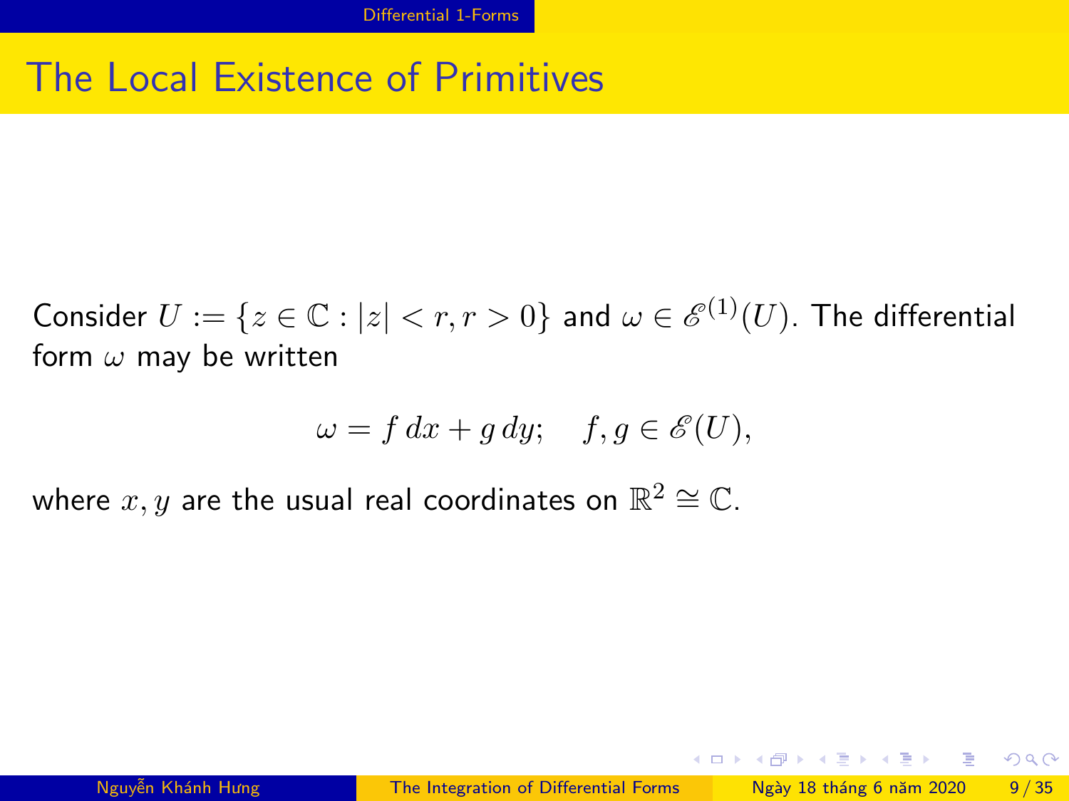# The Local Existence of Primitives

Consider $U := \{z \in \mathbb{C} : |z| < r, r > 0\}$ and $\omega \in \mathscr{E}^{(1)}(U)$. The differential form $\omega$ may be written

$$\omega = f\,dx + g\,dy; \quad f, g \in \mathscr{E}(U),$$

where $x, y$ are the usual real coordinates on $\mathbb{R}^2 \cong \mathbb{C}$.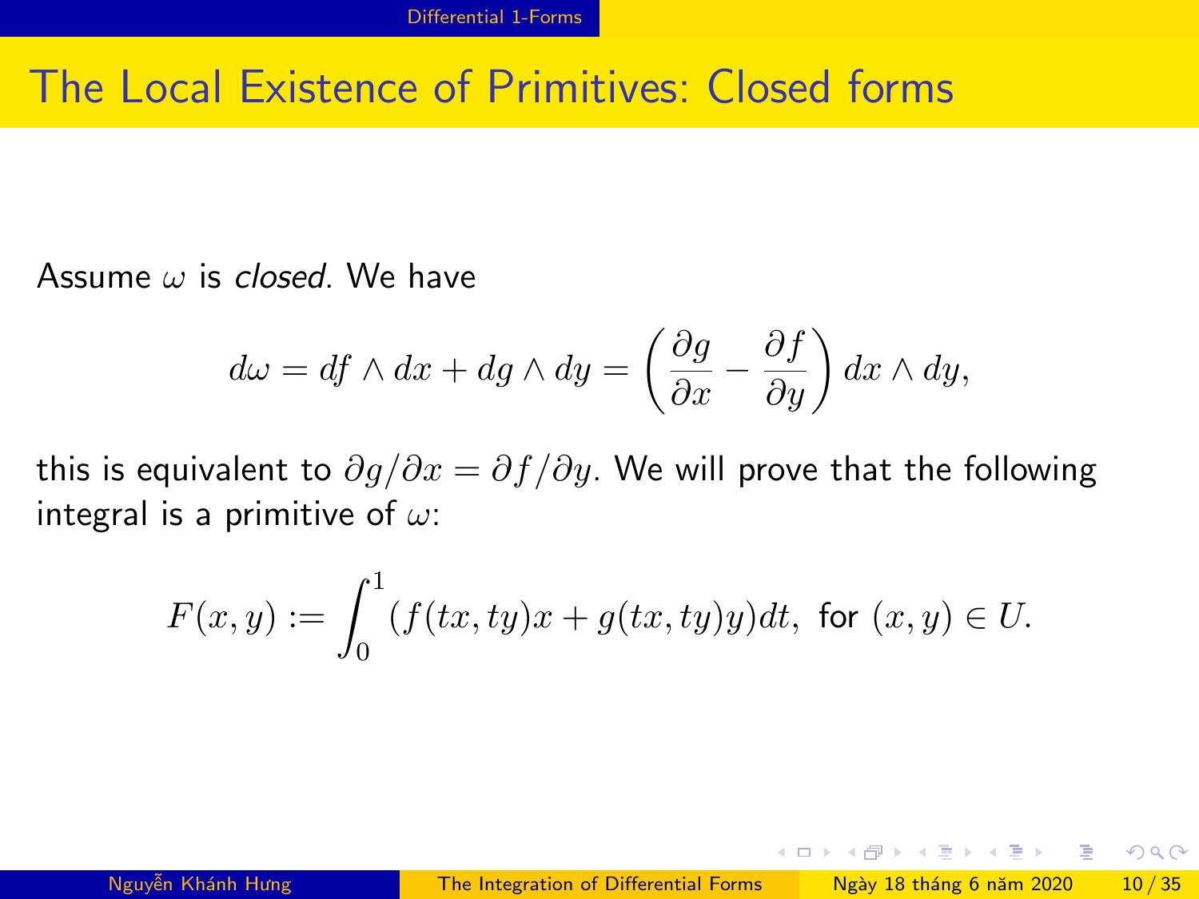# The Local Existence of Primitives: Closed forms

Assume $\omega$ is *closed*. We have

$$d\omega = df \wedge dx + dg \wedge dy = \left( \frac{\partial g}{\partial x} - \frac{\partial f}{\partial y} \right) dx \wedge dy,$$

this is equivalent to $\partial g / \partial x = \partial f / \partial y$. We will prove that the following integral is a primitive of $\omega$:

$$F(x, y) := \int_0^1 (f(tx, ty)x + g(tx, ty)y) dt, \text{ for } (x, y) \in U.$$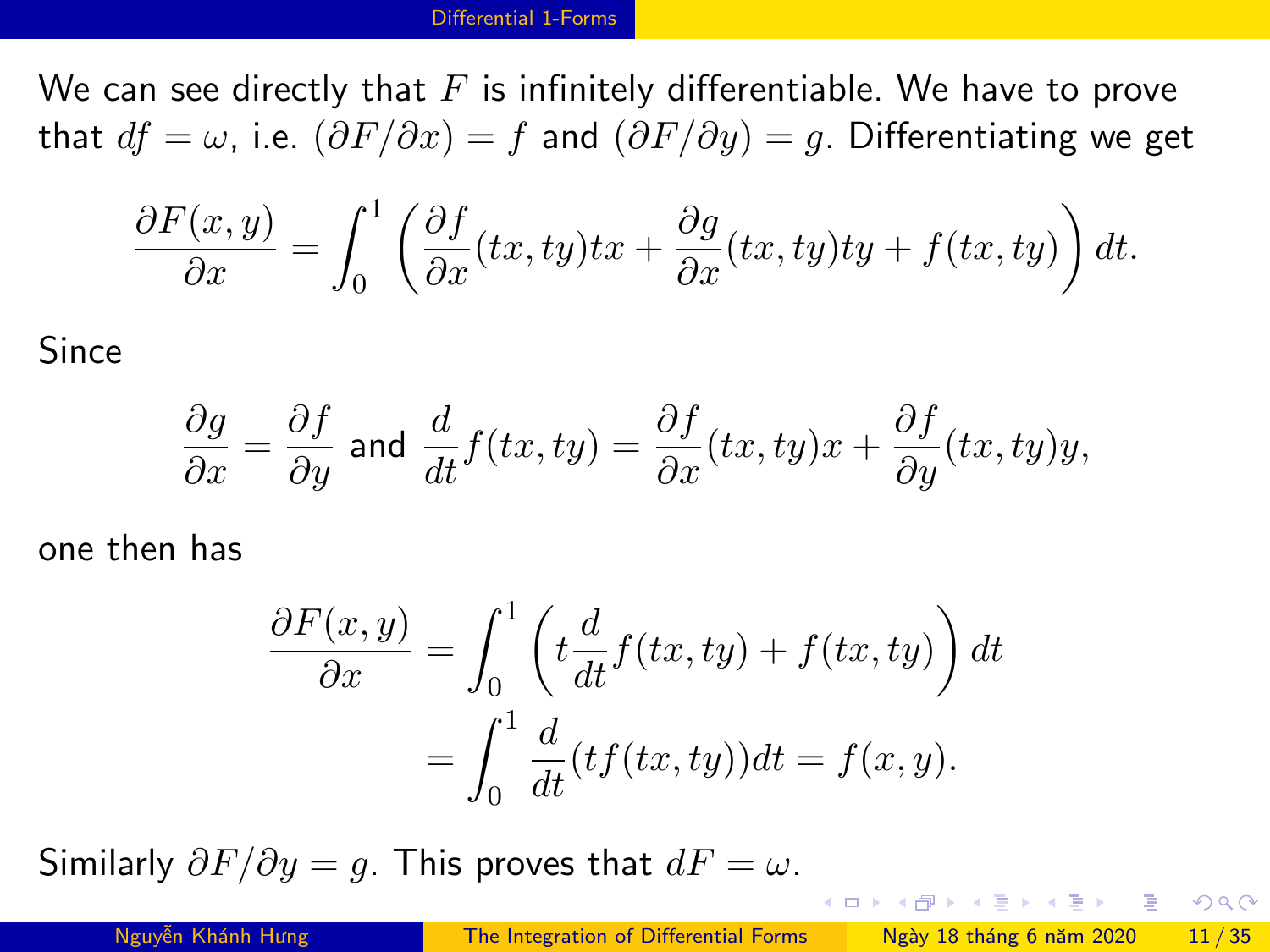We can see directly that $F$ is infinitely differentiable. We have to prove that $df = \omega$, i.e. $(\partial F/\partial x) = f$ and $(\partial F/\partial y) = g$. Differentiating we get

$$\frac{\partial F(x,y)}{\partial x} = \int_0^1 \left( \frac{\partial f}{\partial x}(tx,ty)tx + \frac{\partial g}{\partial x}(tx,ty)ty + f(tx,ty) \right) dt.$$

Since

$$\frac{\partial g}{\partial x} = \frac{\partial f}{\partial y} \text{ and } \frac{d}{dt} f(tx,ty) = \frac{\partial f}{\partial x}(tx,ty)x + \frac{\partial f}{\partial y}(tx,ty)y,$$

one then has

$$\begin{aligned}
\frac{\partial F(x,y)}{\partial x} &= \int_0^1 \left( t\frac{d}{dt} f(tx,ty) + f(tx,ty) \right) dt \\
&= \int_0^1 \frac{d}{dt}(tf(tx,ty))dt = f(x,y).
\end{aligned}$$

Similarly $\partial F/\partial y = g$. This proves that $dF = \omega$.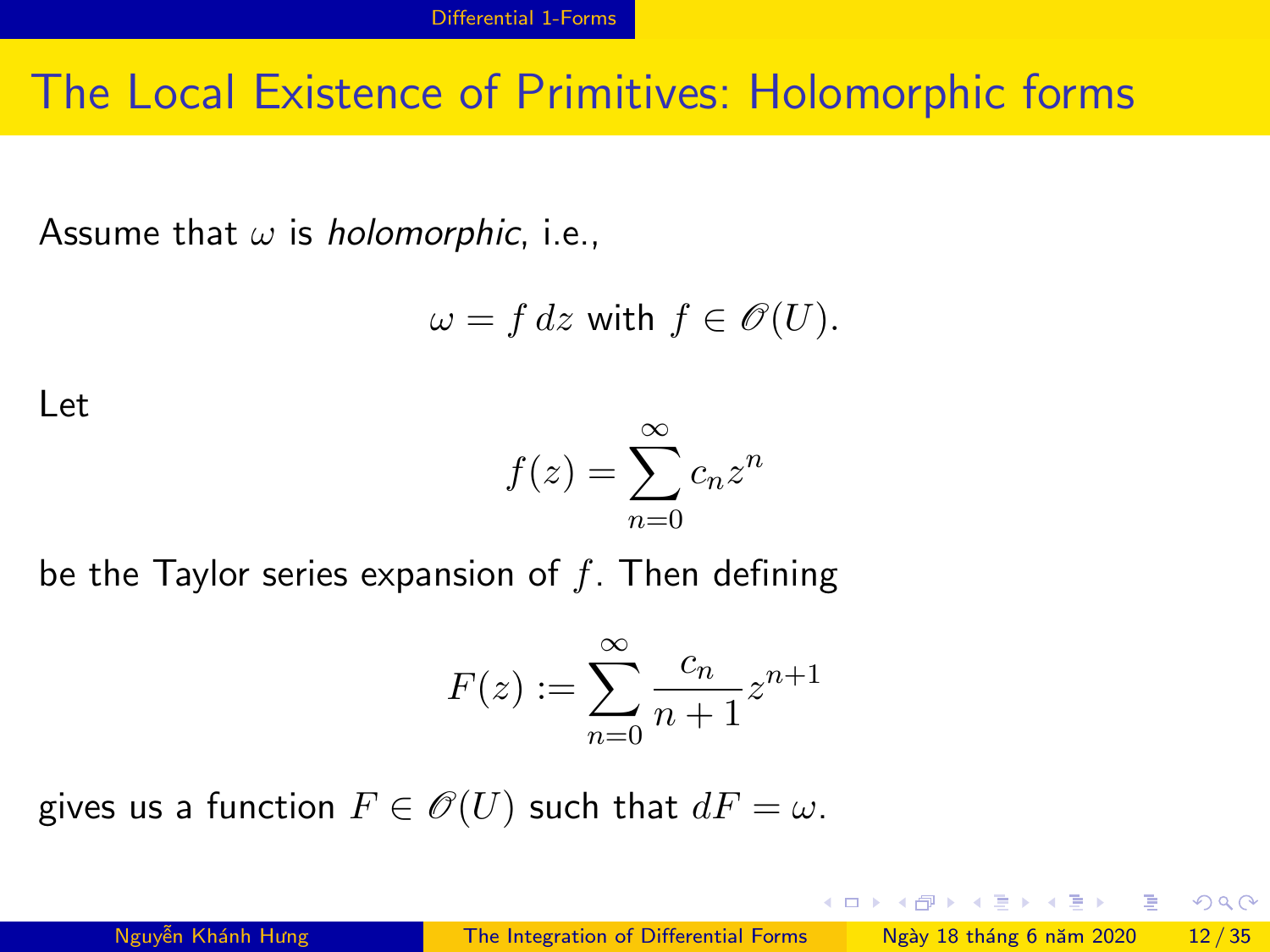## The Local Existence of Primitives: Holomorphic forms

Assume that $\omega$ is *holomorphic*, i.e.,

$$\omega = f\,dz \text{ with } f \in \mathscr{O}(U).$$

Let

$$f(z) = \sum_{n=0}^{\infty} c_n z^n$$

be the Taylor series expansion of $f$. Then defining

$$F(z) := \sum_{n=0}^{\infty} \frac{c_n}{n+1} z^{n+1}$$

gives us a function $F \in \mathscr{O}(U)$ such that $dF = \omega$.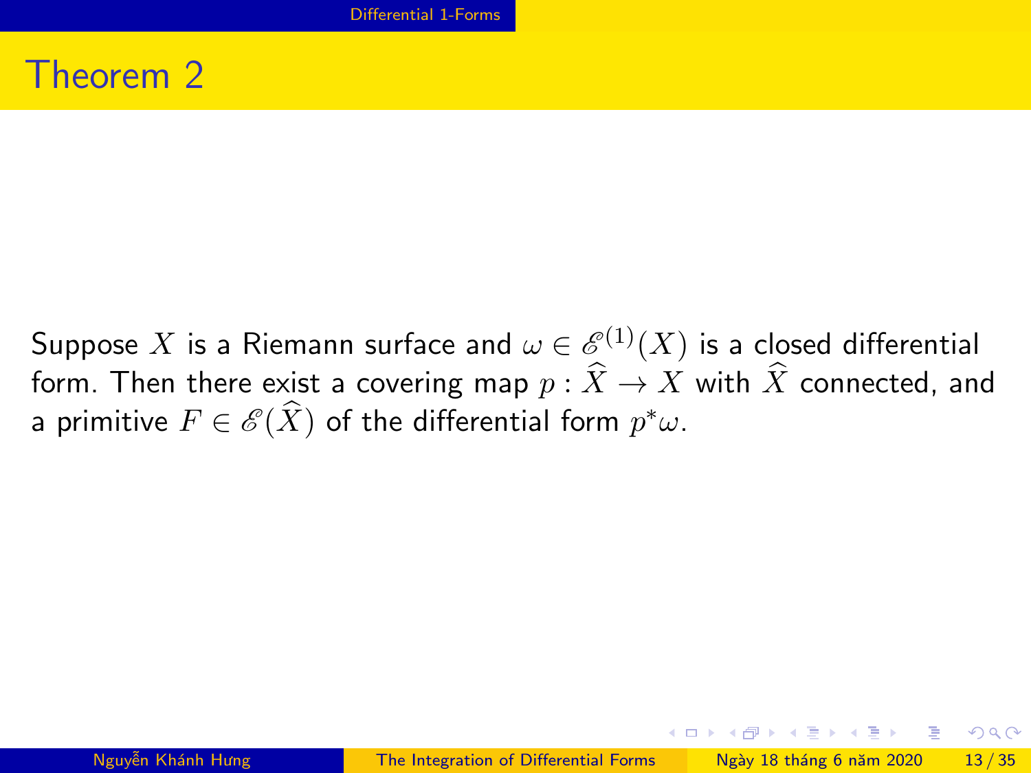# Theorem 2

Suppose $X$ is a Riemann surface and $\omega \in \mathscr{E}^{(1)}(X)$ is a closed differential form. Then there exist a covering map $p : \widehat{X} \to X$ with $\widehat{X}$ connected, and a primitive $F \in \mathscr{E}(\widehat{X})$ of the differential form $p^*\omega$.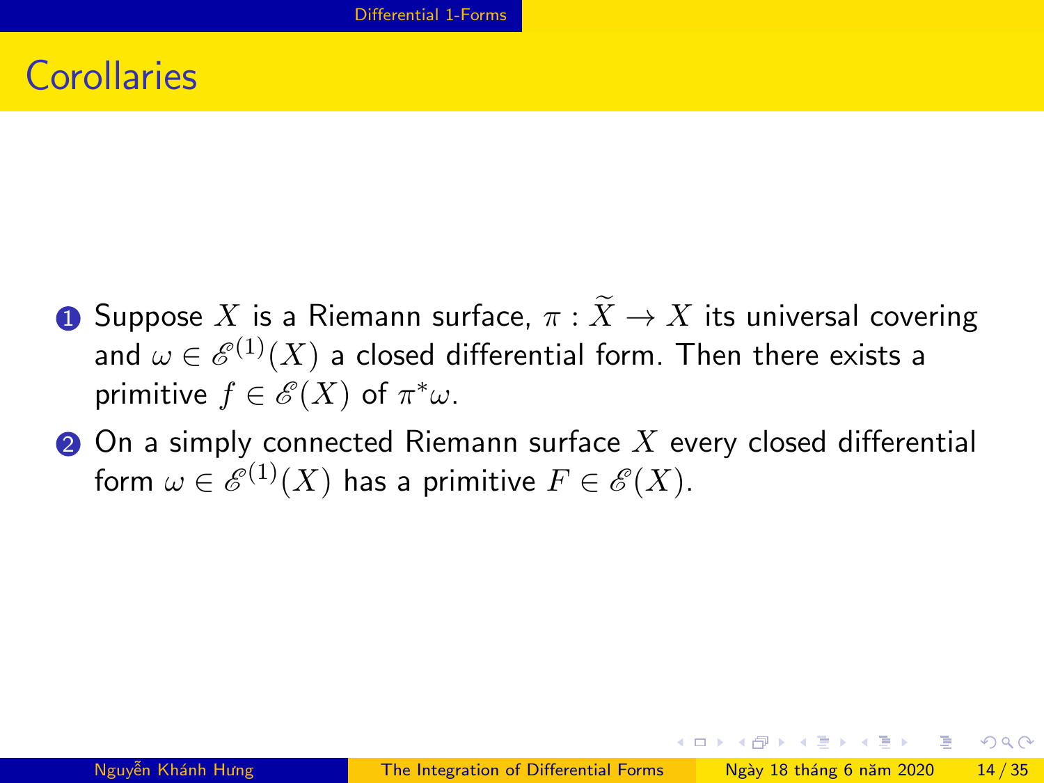## Corollaries

1. Suppose $X$ is a Riemann surface, $\pi : \widetilde{X} \to X$ its universal covering and $\omega \in \mathscr{E}^{(1)}(X)$ a closed differential form. Then there exists a primitive $f \in \mathscr{E}(X)$ of $\pi^*\omega$.
2. On a simply connected Riemann surface $X$ every closed differential form $\omega \in \mathscr{E}^{(1)}(X)$ has a primitive $F \in \mathscr{E}(X)$.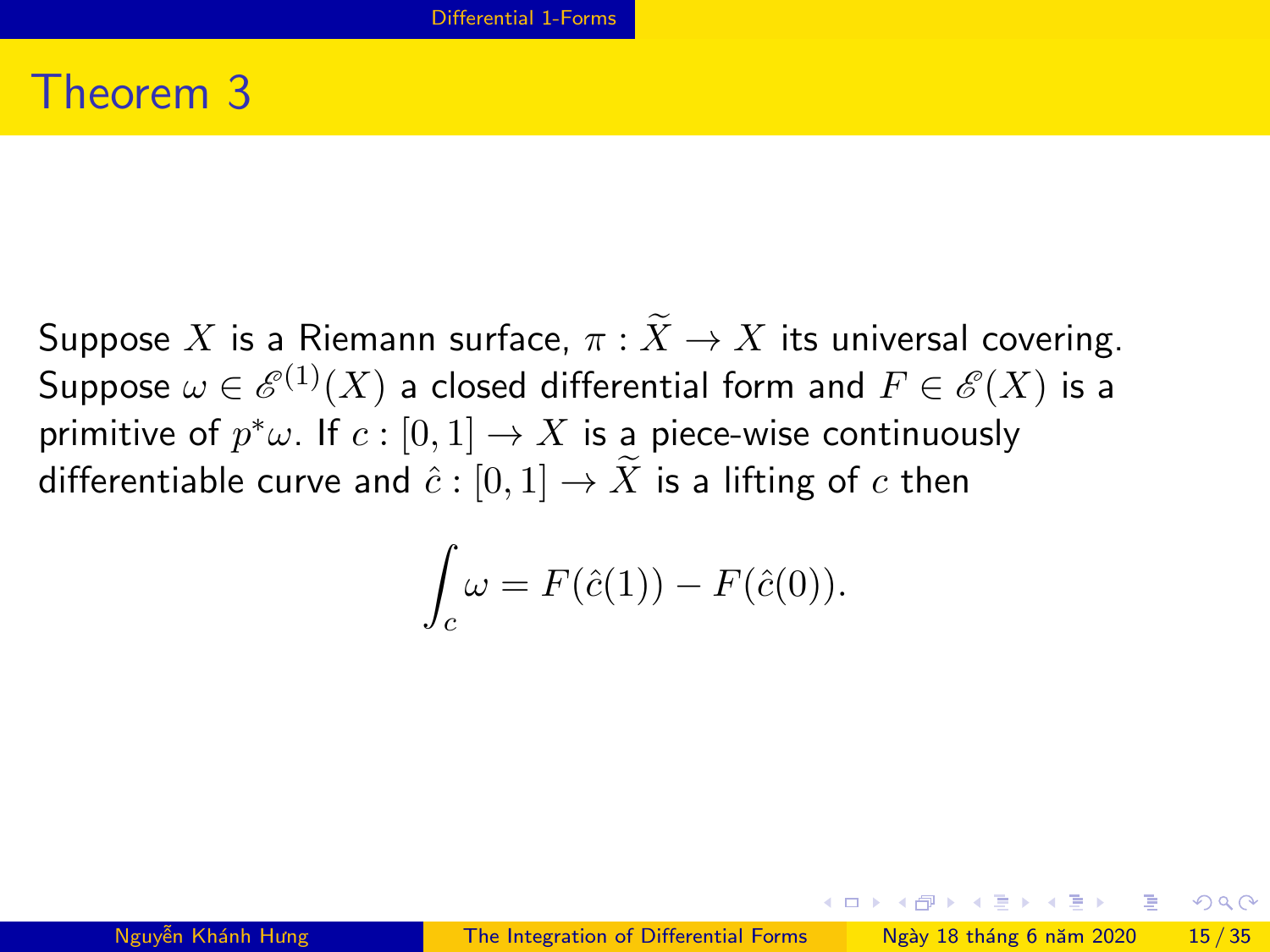# Theorem 3

Suppose $X$ is a Riemann surface, $\pi : \widetilde{X} \to X$ its universal covering. Suppose $\omega \in \mathscr{E}^{(1)}(X)$ a closed differential form and $F \in \mathscr{E}(X)$ is a primitive of $p^*\omega$. If $c : [0,1] \to X$ is a piece-wise continuously differentiable curve and $\hat{c} : [0,1] \to \widetilde{X}$ is a lifting of $c$ then

$$\int_c \omega = F(\hat{c}(1)) - F(\hat{c}(0)).$$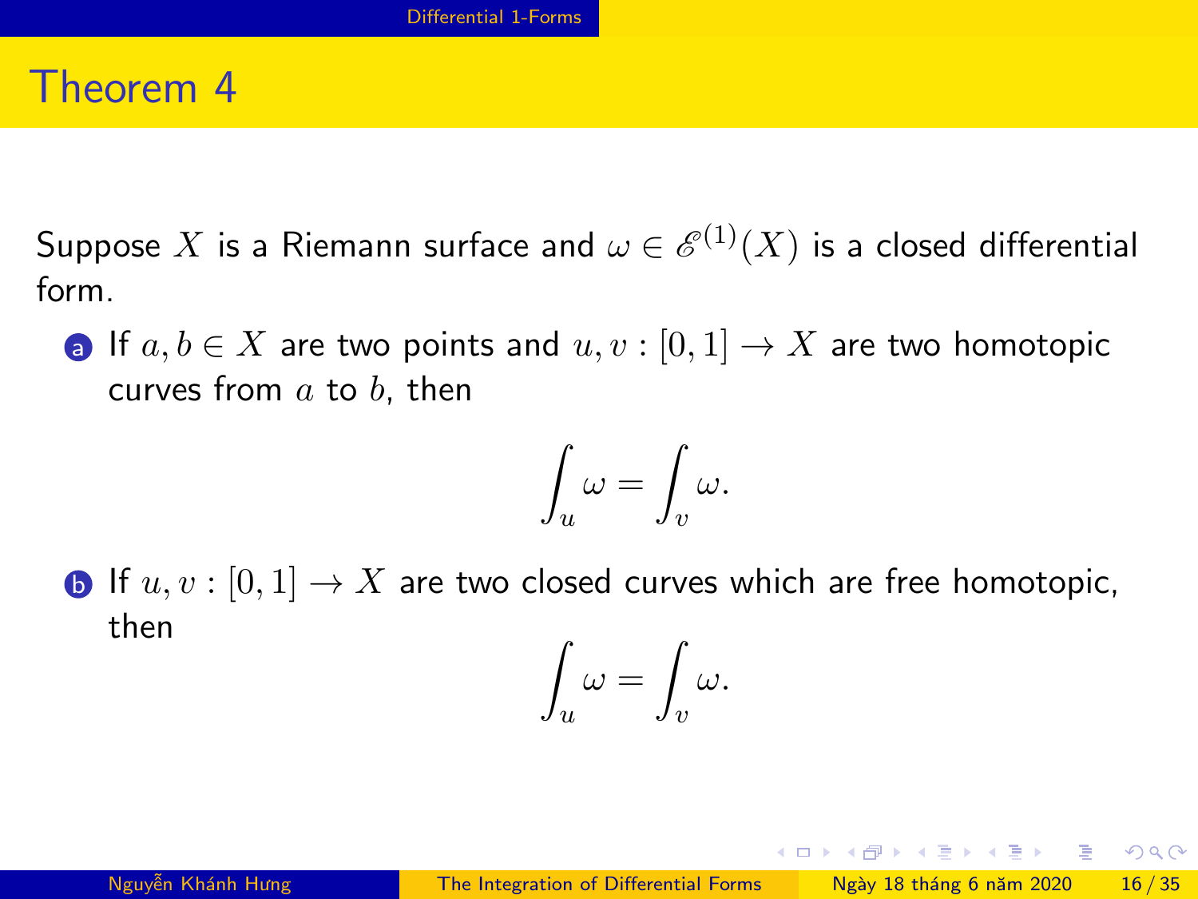# Theorem 4

Suppose $X$ is a Riemann surface and $\omega \in \mathscr{E}^{(1)}(X)$ is a closed differential form.

a. If $a, b \in X$ are two points and $u, v : [0,1] \to X$ are two homotopic curves from $a$ to $b$, then

$$\int_u \omega = \int_v \omega.$$

b. If $u, v : [0,1] \to X$ are two closed curves which are free homotopic, then

$$\int_u \omega = \int_v \omega.$$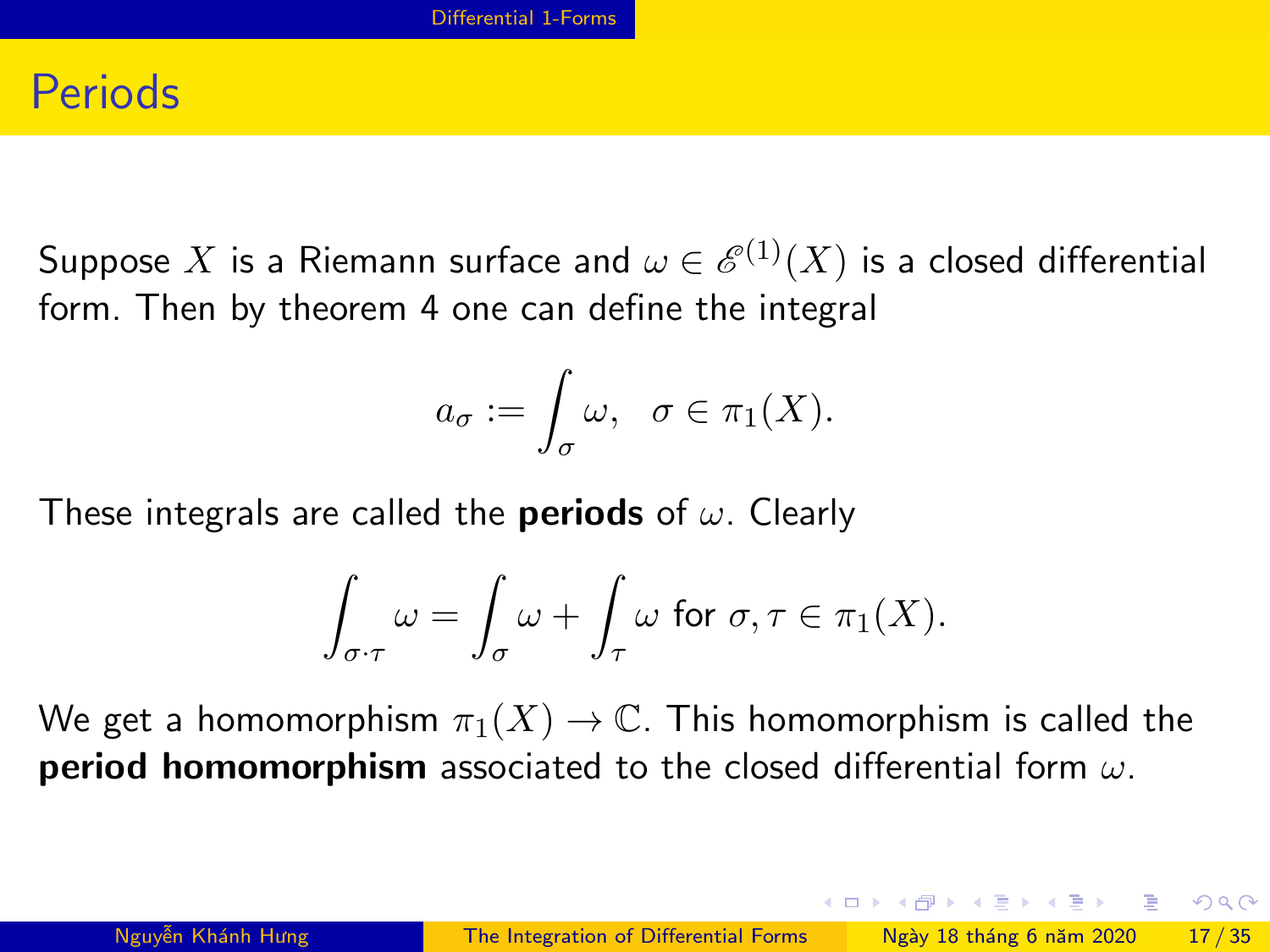# Periods

Suppose $X$ is a Riemann surface and $\omega \in \mathscr{E}^{(1)}(X)$ is a closed differential form. Then by theorem 4 one can define the integral

$$a_\sigma := \int_\sigma \omega, \quad \sigma \in \pi_1(X).$$

These integrals are called the **periods** of $\omega$. Clearly

$$\int_{\sigma \cdot \tau} \omega = \int_\sigma \omega + \int_\tau \omega \text{ for } \sigma, \tau \in \pi_1(X).$$

We get a homomorphism $\pi_1(X) \to \mathbb{C}$. This homomorphism is called the **period homomorphism** associated to the closed differential form $\omega$.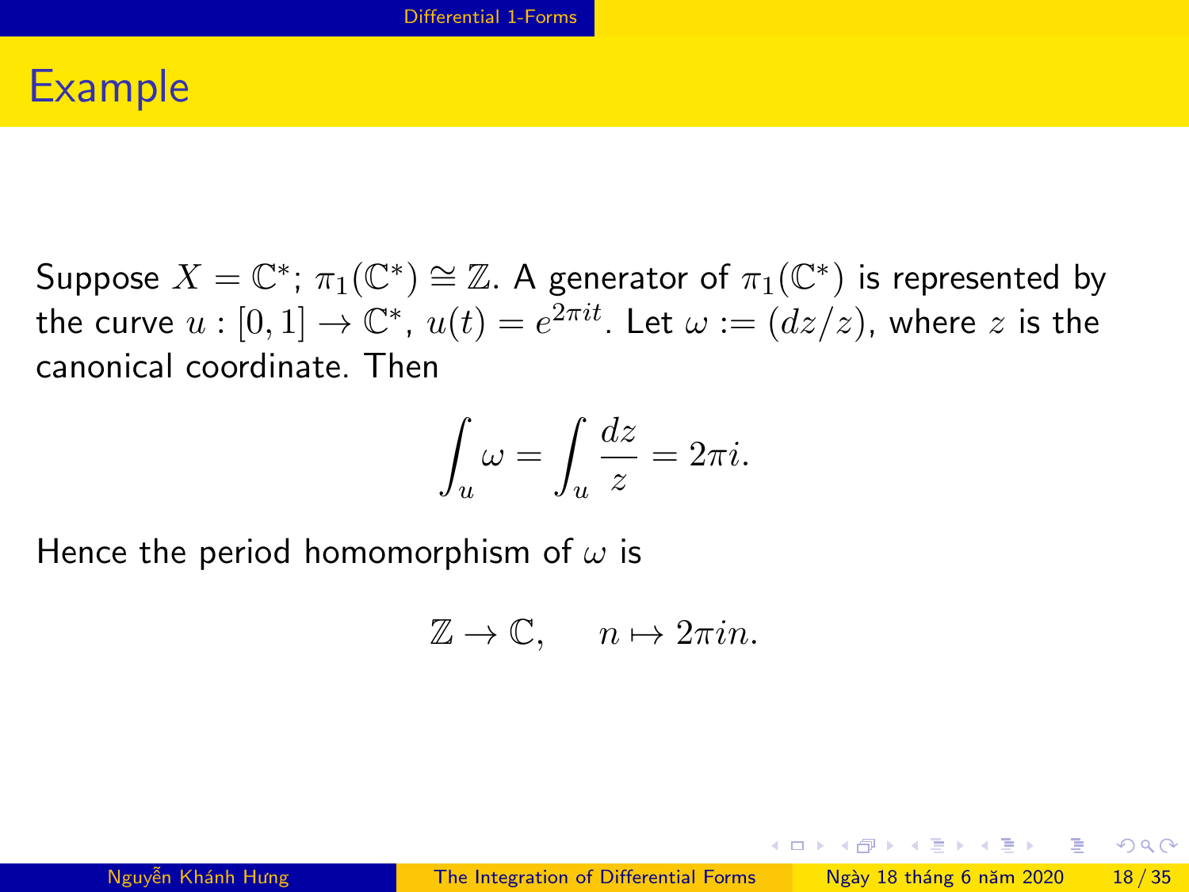# Example

Suppose $X = \mathbb{C}^*$; $\pi_1(\mathbb{C}^*) \cong \mathbb{Z}$. A generator of $\pi_1(\mathbb{C}^*)$ is represented by the curve $u : [0,1] \to \mathbb{C}^*$, $u(t) = e^{2\pi i t}$. Let $\omega := (dz/z)$, where $z$ is the canonical coordinate. Then

$$\int_u \omega = \int_u \frac{dz}{z} = 2\pi i.$$

Hence the period homomorphism of $\omega$ is

$$\mathbb{Z} \to \mathbb{C}, \quad n \mapsto 2\pi i n.$$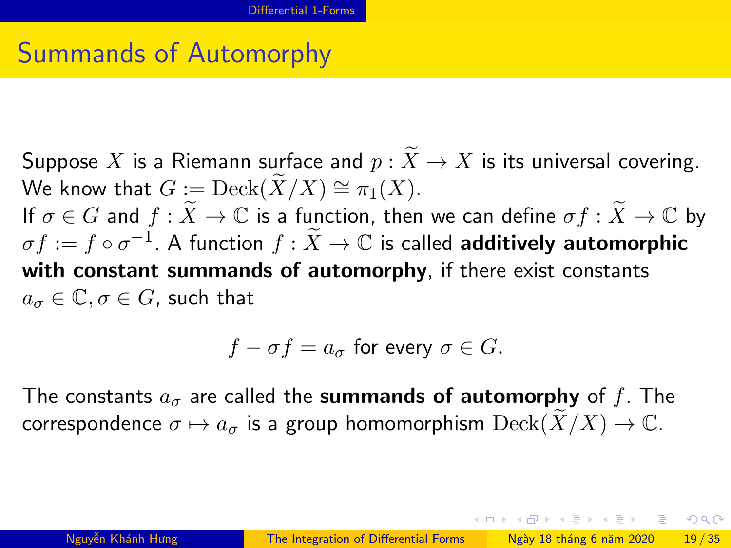# Summands of Automorphy

Suppose $X$ is a Riemann surface and $p : \widetilde{X} \to X$ is its universal covering. We know that $G := \mathrm{Deck}(\widetilde{X}/X) \cong \pi_1(X)$.
If $\sigma \in G$ and $f : \widetilde{X} \to \mathbb{C}$ is a function, then we can define $\sigma f : \widetilde{X} \to \mathbb{C}$ by $\sigma f := f \circ \sigma^{-1}$. A function $f : \widetilde{X} \to \mathbb{C}$ is called **additively automorphic with constant summands of automorphy**, if there exist constants $a_\sigma \in \mathbb{C}, \sigma \in G$, such that

$$f - \sigma f = a_\sigma \text{ for every } \sigma \in G.$$

The constants $a_\sigma$ are called the **summands of automorphy** of $f$. The correspondence $\sigma \mapsto a_\sigma$ is a group homomorphism $\mathrm{Deck}(\widetilde{X}/X) \to \mathbb{C}$.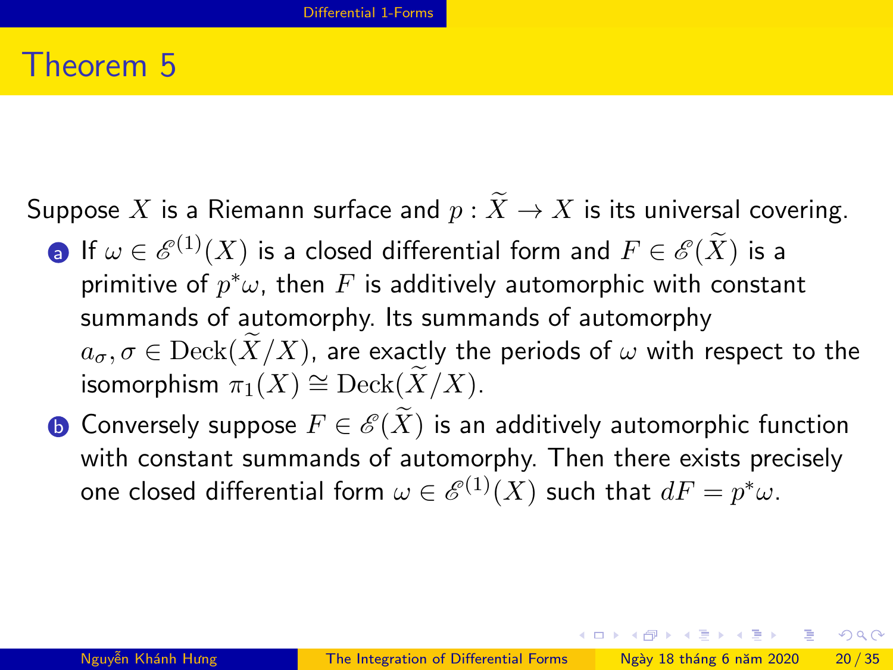# Theorem 5

Suppose $X$ is a Riemann surface and $p : \widetilde{X} \to X$ is its universal covering.

a. If $\omega \in \mathscr{E}^{(1)}(X)$ is a closed differential form and $F \in \mathscr{E}(\widetilde{X})$ is a primitive of $p^*\omega$, then $F$ is additively automorphic with constant summands of automorphy. Its summands of automorphy $a_\sigma, \sigma \in \mathrm{Deck}(\widetilde{X}/X)$, are exactly the periods of $\omega$ with respect to the isomorphism $\pi_1(X) \cong \mathrm{Deck}(\widetilde{X}/X)$.

b. Conversely suppose $F \in \mathscr{E}(\widetilde{X})$ is an additively automorphic function with constant summands of automorphy. Then there exists precisely one closed differential form $\omega \in \mathscr{E}^{(1)}(X)$ such that $dF = p^*\omega$.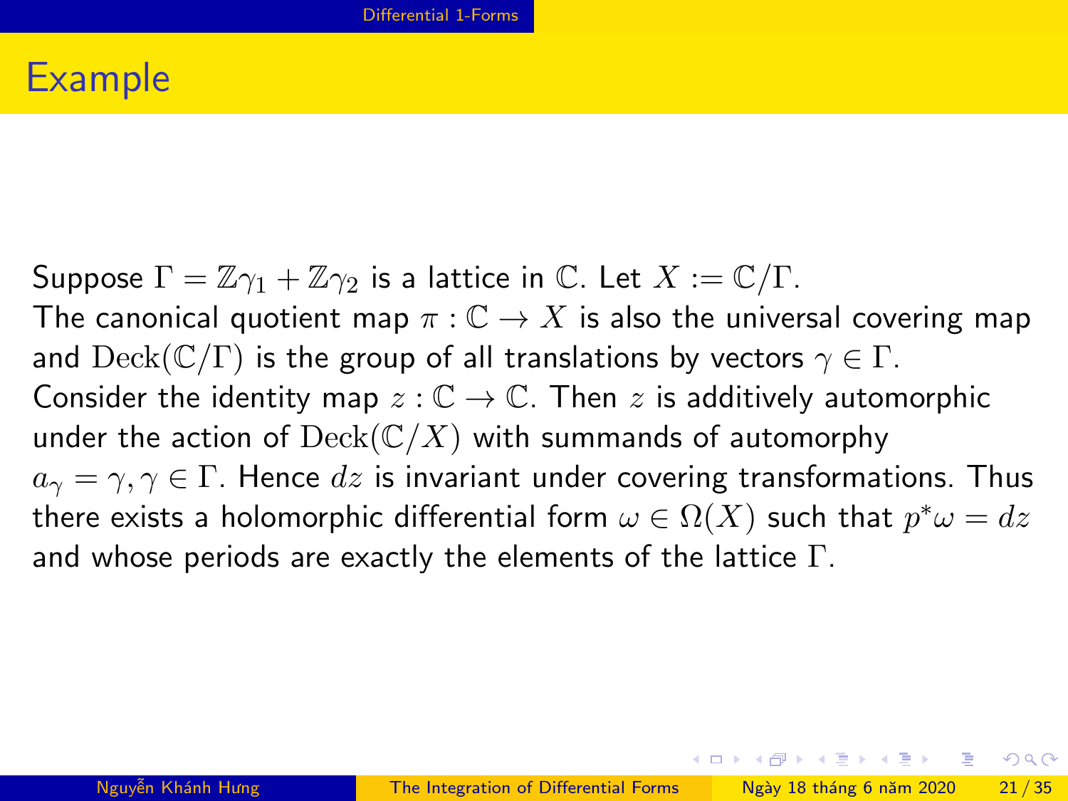# Example

Suppose $\Gamma = \mathbb{Z}\gamma_1 + \mathbb{Z}\gamma_2$ is a lattice in $\mathbb{C}$. Let $X := \mathbb{C}/\Gamma$.
The canonical quotient map $\pi : \mathbb{C} \to X$ is also the universal covering map and $\mathrm{Deck}(\mathbb{C}/\Gamma)$ is the group of all translations by vectors $\gamma \in \Gamma$.
Consider the identity map $z : \mathbb{C} \to \mathbb{C}$. Then $z$ is additively automorphic under the action of $\mathrm{Deck}(\mathbb{C}/X)$ with summands of automorphy $a_\gamma = \gamma, \gamma \in \Gamma$. Hence $dz$ is invariant under covering transformations. Thus there exists a holomorphic differential form $\omega \in \Omega(X)$ such that $p^*\omega = dz$ and whose periods are exactly the elements of the lattice $\Gamma$.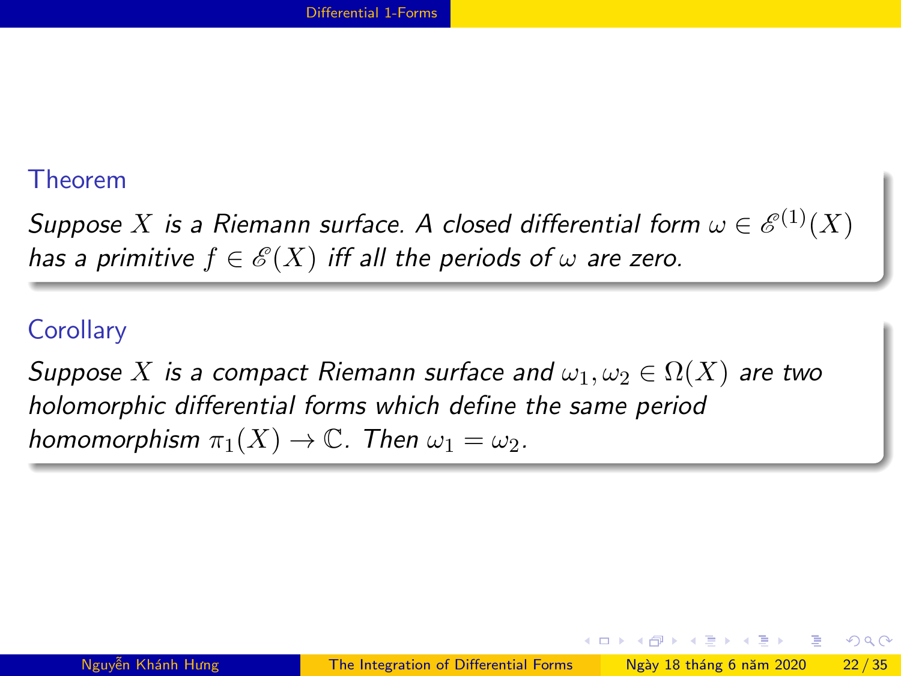**Theorem**

*Suppose $X$ is a Riemann surface. A closed differential form $\omega \in \mathscr{E}^{(1)}(X)$ has a primitive $f \in \mathscr{E}(X)$ iff all the periods of $\omega$ are zero.*

**Corollary**

*Suppose $X$ is a compact Riemann surface and $\omega_1, \omega_2 \in \Omega(X)$ are two holomorphic differential forms which define the same period homomorphism $\pi_1(X) \to \mathbb{C}$. Then $\omega_1 = \omega_2$.*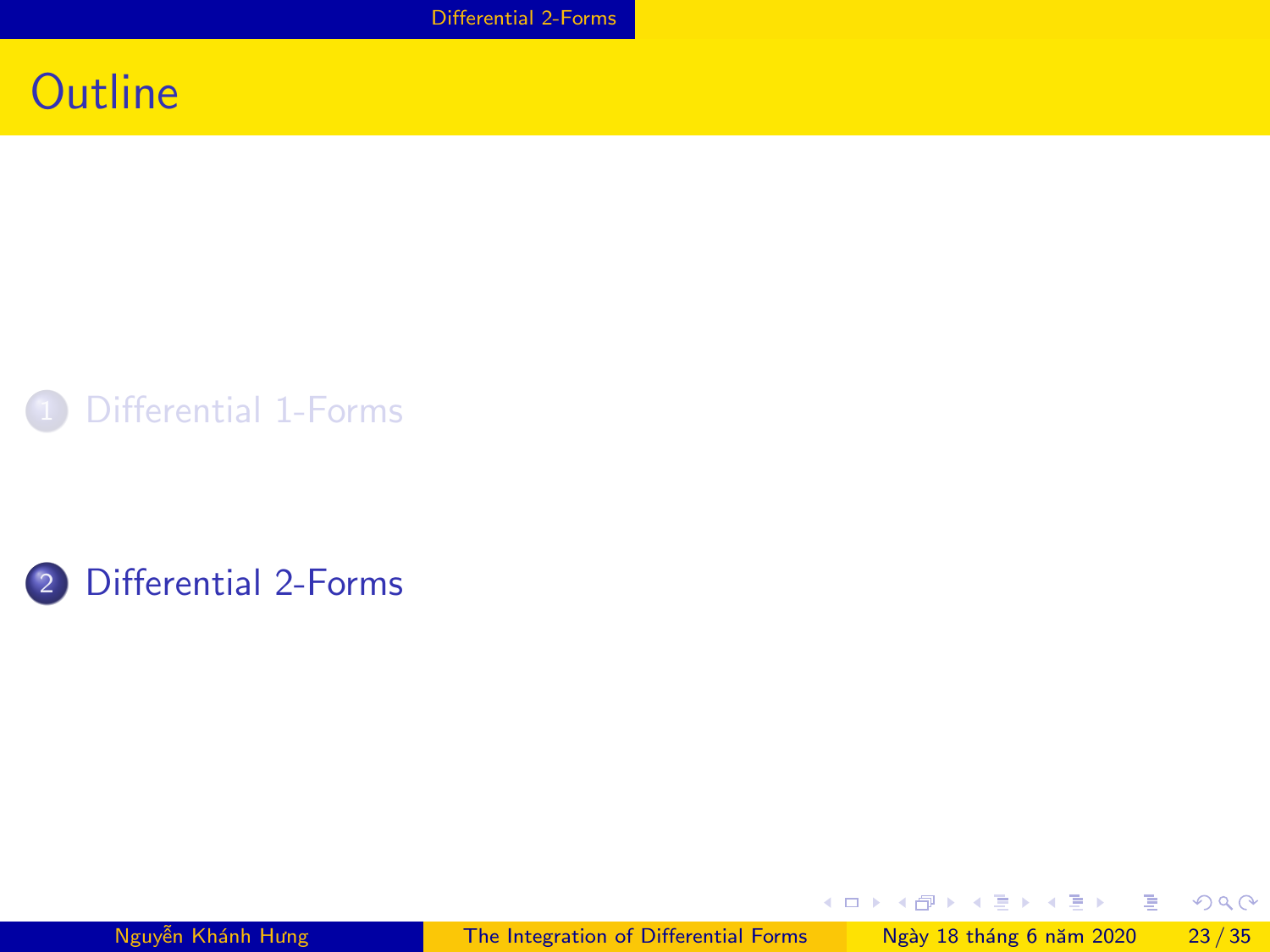# Outline

1. Differential 1-Forms

2. Differential 2-Forms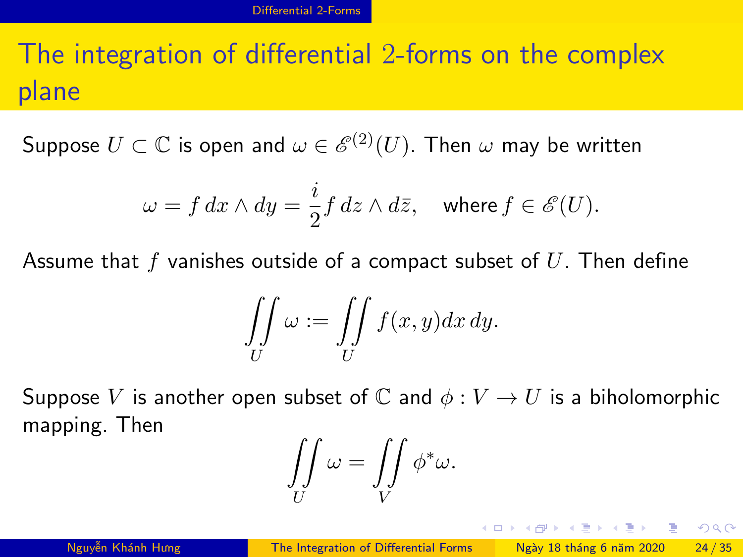# The integration of differential 2-forms on the complex plane

Suppose $U \subset \mathbb{C}$ is open and $\omega \in \mathscr{E}^{(2)}(U)$. Then $\omega$ may be written

$$\omega = f\, dx \wedge dy = \frac{i}{2} f\, dz \wedge d\bar{z}, \quad \text{where } f \in \mathscr{E}(U).$$

Assume that $f$ vanishes outside of a compact subset of $U$. Then define

$$\iint\limits_U \omega := \iint\limits_U f(x,y) dx\, dy.$$

Suppose $V$ is another open subset of $\mathbb{C}$ and $\phi : V \to U$ is a biholomorphic mapping. Then

$$\iint\limits_U \omega = \iint\limits_V \phi^* \omega.$$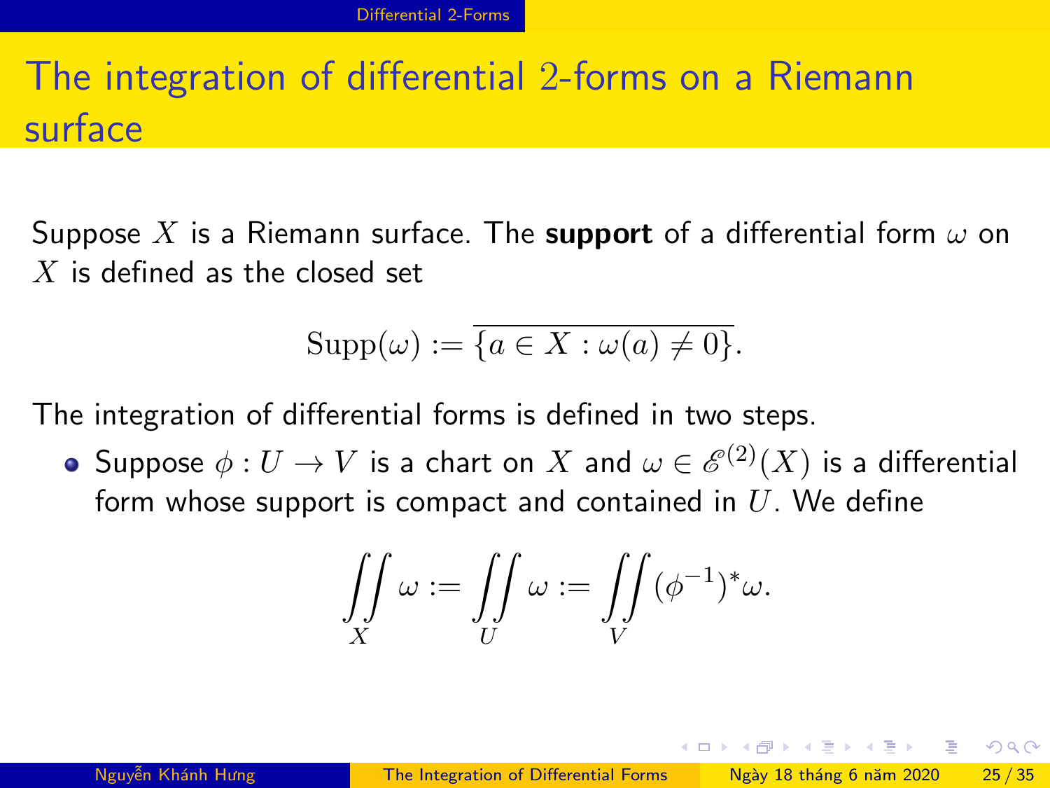## The integration of differential 2-forms on a Riemann surface

Suppose $X$ is a Riemann surface. The **support** of a differential form $\omega$ on $X$ is defined as the closed set

$$\mathrm{Supp}(\omega) := \overline{\{a \in X : \omega(a) \neq 0\}}.$$

The integration of differential forms is defined in two steps.

- Suppose $\phi : U \to V$ is a chart on $X$ and $\omega \in \mathscr{E}^{(2)}(X)$ is a differential form whose support is compact and contained in $U$. We define

$$\iint\limits_X \omega := \iint\limits_U \omega := \iint\limits_V (\phi^{-1})^* \omega.$$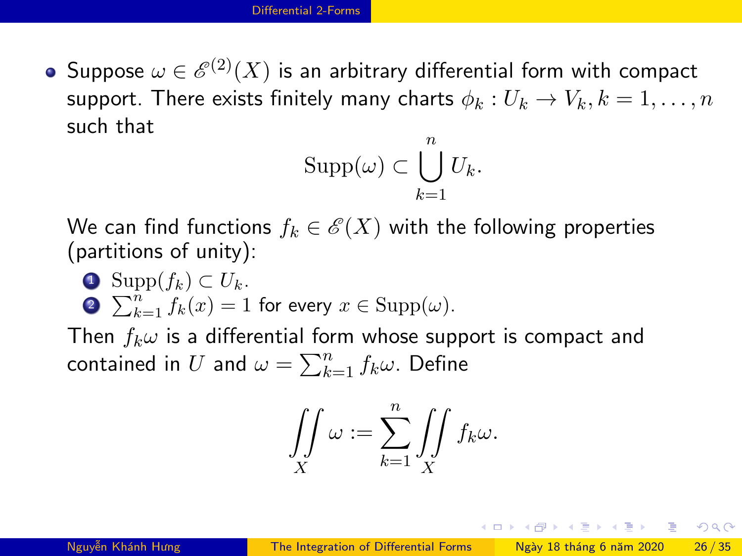- Suppose $\omega \in \mathscr{E}^{(2)}(X)$ is an arbitrary differential form with compact support. There exists finitely many charts $\phi_k : U_k \to V_k, k = 1, \ldots, n$ such that

$$\operatorname{Supp}(\omega) \subset \bigcup_{k=1}^{n} U_k.$$

  We can find functions $f_k \in \mathscr{E}(X)$ with the following properties (partitions of unity):

  1. $\operatorname{Supp}(f_k) \subset U_k$.
  2. $\sum_{k=1}^{n} f_k(x) = 1$ for every $x \in \operatorname{Supp}(\omega)$.

  Then $f_k\omega$ is a differential form whose support is compact and contained in $U$ and $\omega = \sum_{k=1}^{n} f_k\omega$. Define

$$\iint_X \omega := \sum_{k=1}^{n} \iint_X f_k\omega.$$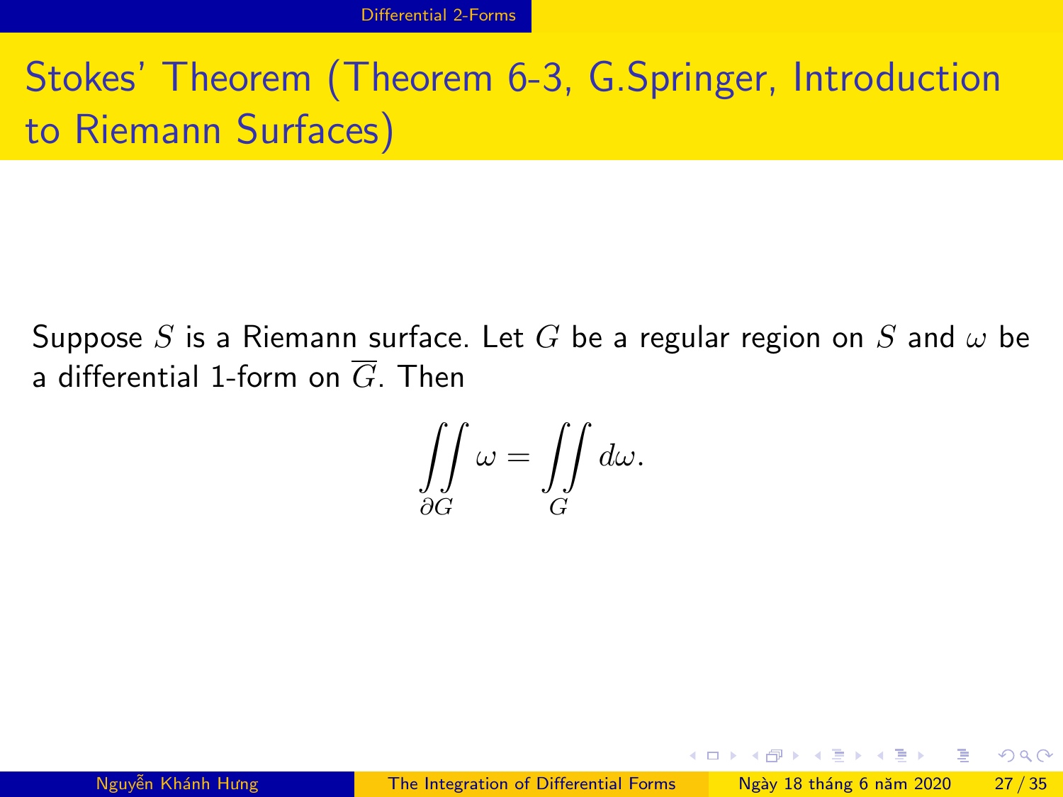# Stokes' Theorem (Theorem 6-3, G.Springer, Introduction to Riemann Surfaces)

Suppose $S$ is a Riemann surface. Let $G$ be a regular region on $S$ and $\omega$ be a differential 1-form on $\overline{G}$. Then

$$\iint\limits_{\partial G} \omega = \iint\limits_{G} d\omega.$$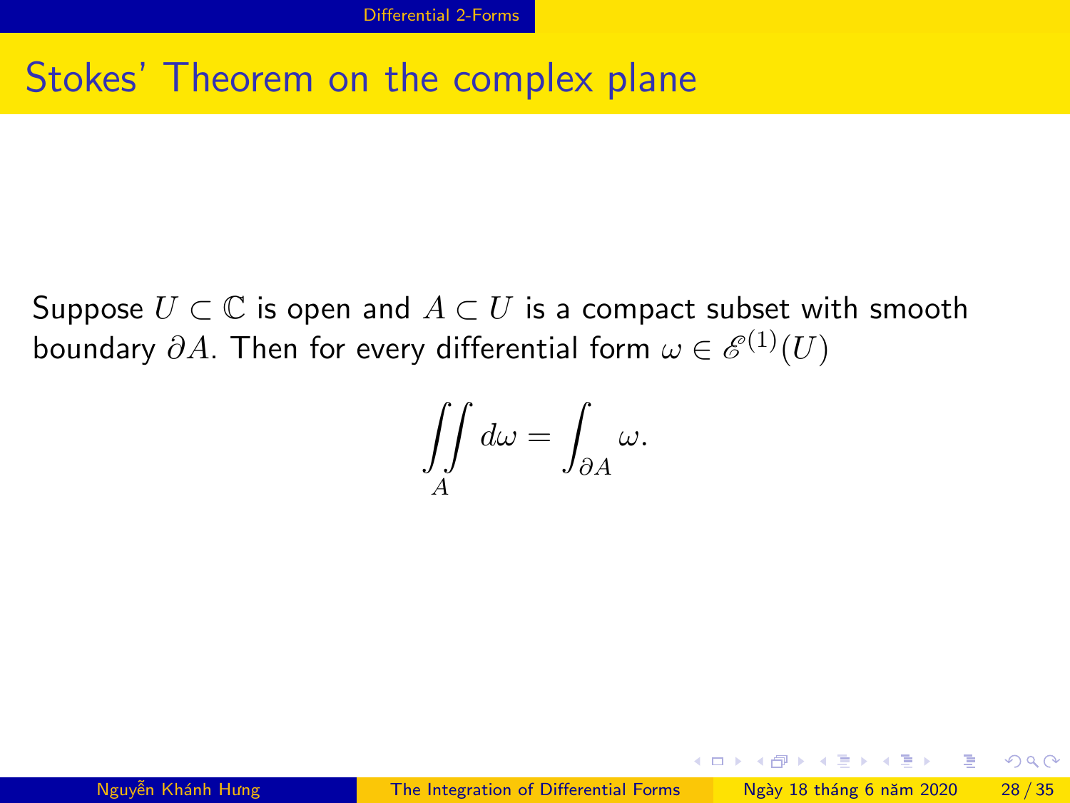# Stokes' Theorem on the complex plane

Suppose $U \subset \mathbb{C}$ is open and $A \subset U$ is a compact subset with smooth boundary $\partial A$. Then for every differential form $\omega \in \mathscr{E}^{(1)}(U)$

$$\iint\limits_A d\omega = \int_{\partial A} \omega.$$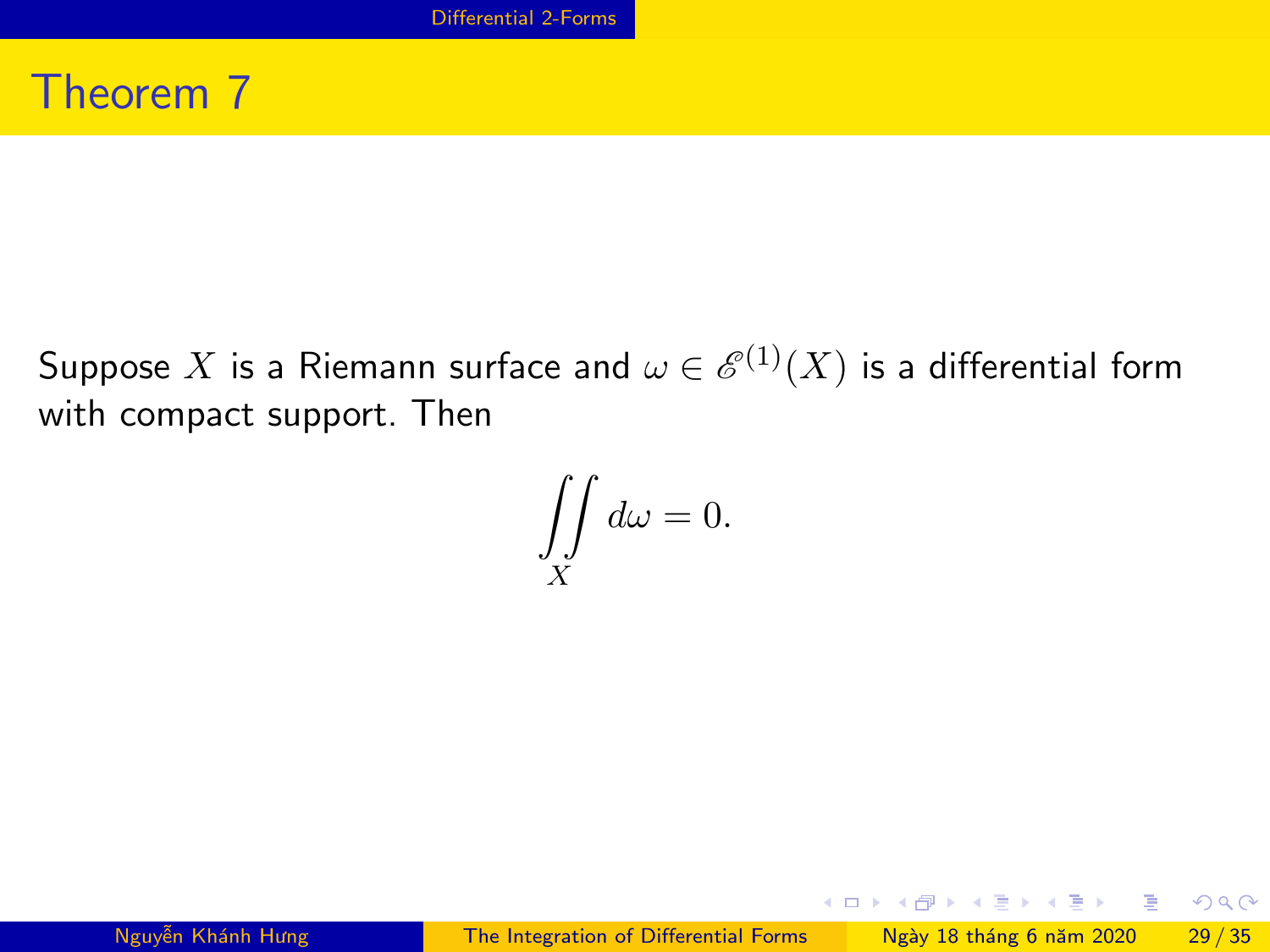# Theorem 7

Suppose $X$ is a Riemann surface and $\omega \in \mathscr{E}^{(1)}(X)$ is a differential form with compact support. Then

$$\iint\limits_X d\omega = 0.$$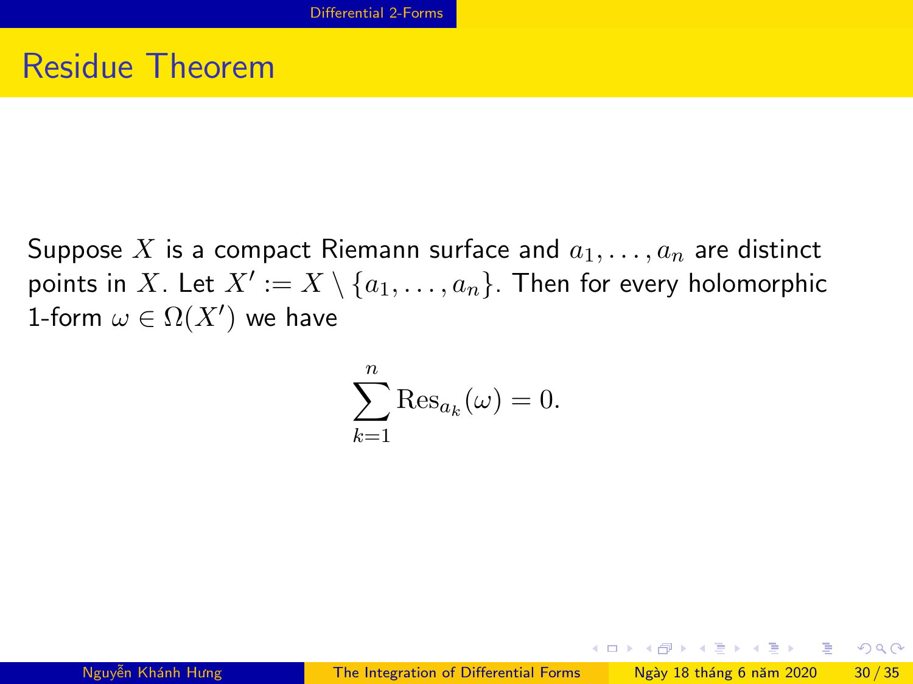# Residue Theorem

Suppose $X$ is a compact Riemann surface and $a_1, \ldots, a_n$ are distinct points in $X$. Let $X' := X \setminus \{a_1, \ldots, a_n\}$. Then for every holomorphic 1-form $\omega \in \Omega(X')$ we have

$$\sum_{k=1}^{n} \mathrm{Res}_{a_k}(\omega) = 0.$$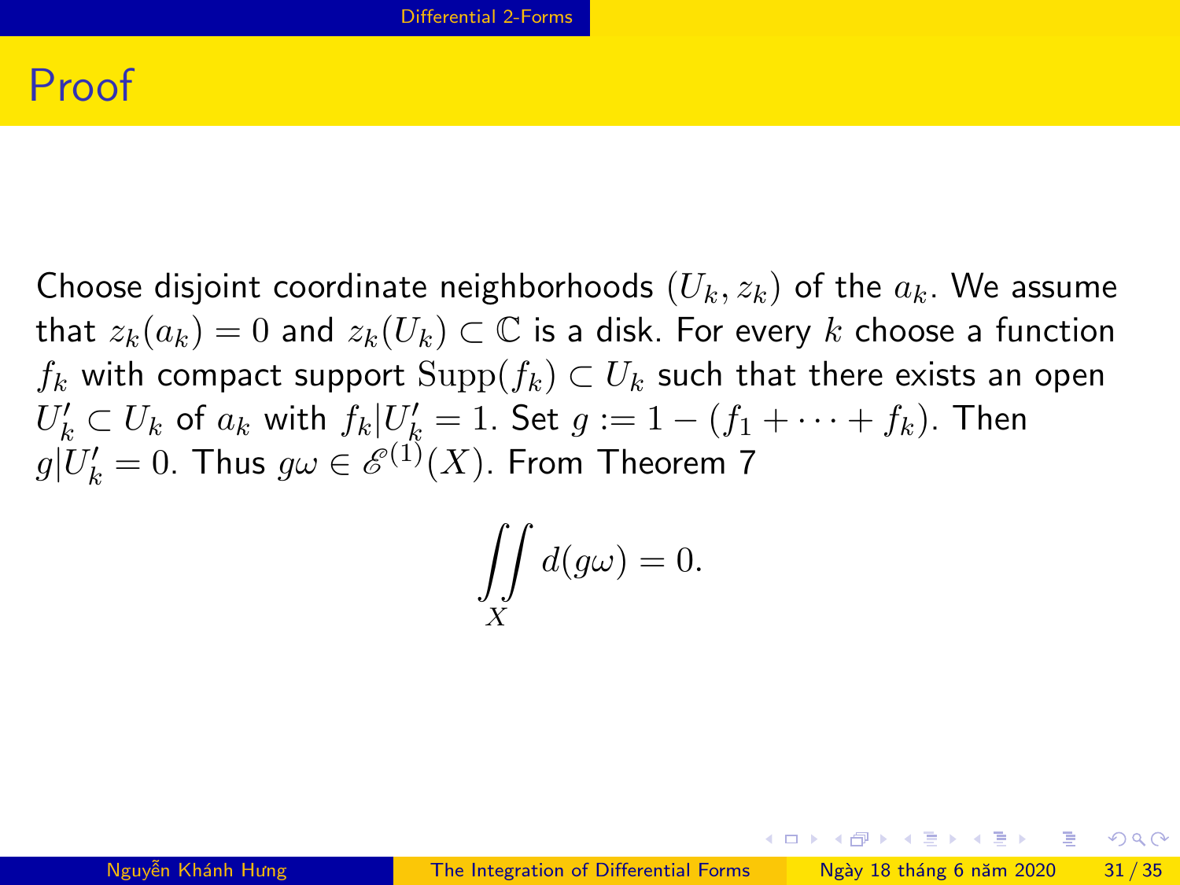# Proof

Choose disjoint coordinate neighborhoods $(U_k, z_k)$ of the $a_k$. We assume that $z_k(a_k) = 0$ and $z_k(U_k) \subset \mathbb{C}$ is a disk. For every $k$ choose a function $f_k$ with compact support $\mathrm{Supp}(f_k) \subset U_k$ such that there exists an open $U'_k \subset U_k$ of $a_k$ with $f_k|U'_k = 1$. Set $g := 1 - (f_1 + \cdots + f_k)$. Then $g|U'_k = 0$. Thus $g\omega \in \mathscr{E}^{(1)}(X)$. From Theorem 7

$$\iint\limits_X d(g\omega) = 0.$$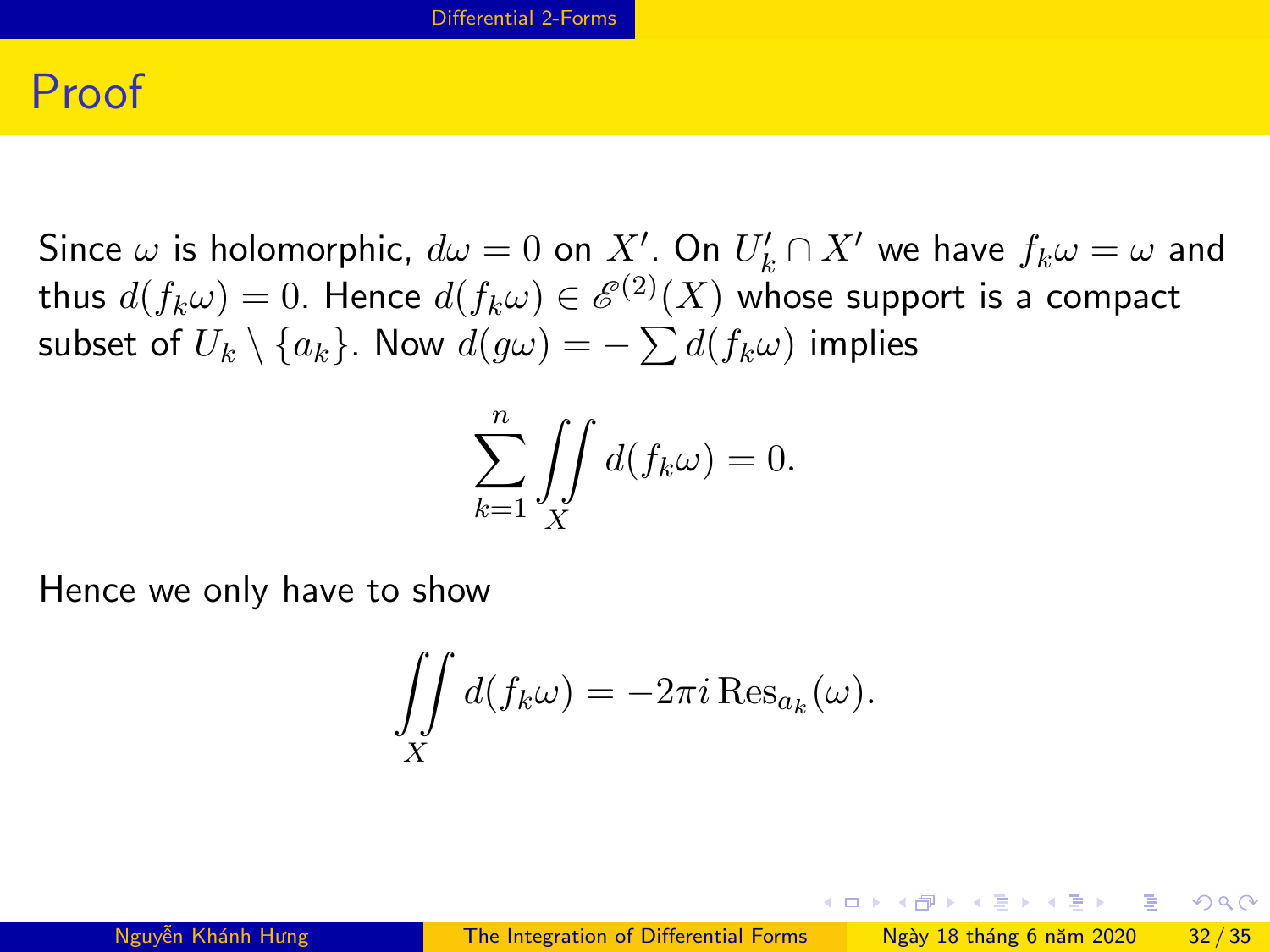# Proof

Since $\omega$ is holomorphic, $d\omega = 0$ on $X'$. On $U_k' \cap X'$ we have $f_k\omega = \omega$ and thus $d(f_k\omega) = 0$. Hence $d(f_k\omega) \in \mathscr{E}^{(2)}(X)$ whose support is a compact subset of $U_k \setminus \{a_k\}$. Now $d(g\omega) = -\sum d(f_k\omega)$ implies

$$\sum_{k=1}^{n} \iint_X d(f_k\omega) = 0.$$

Hence we only have to show

$$\iint_X d(f_k\omega) = -2\pi i \operatorname{Res}_{a_k}(\omega).$$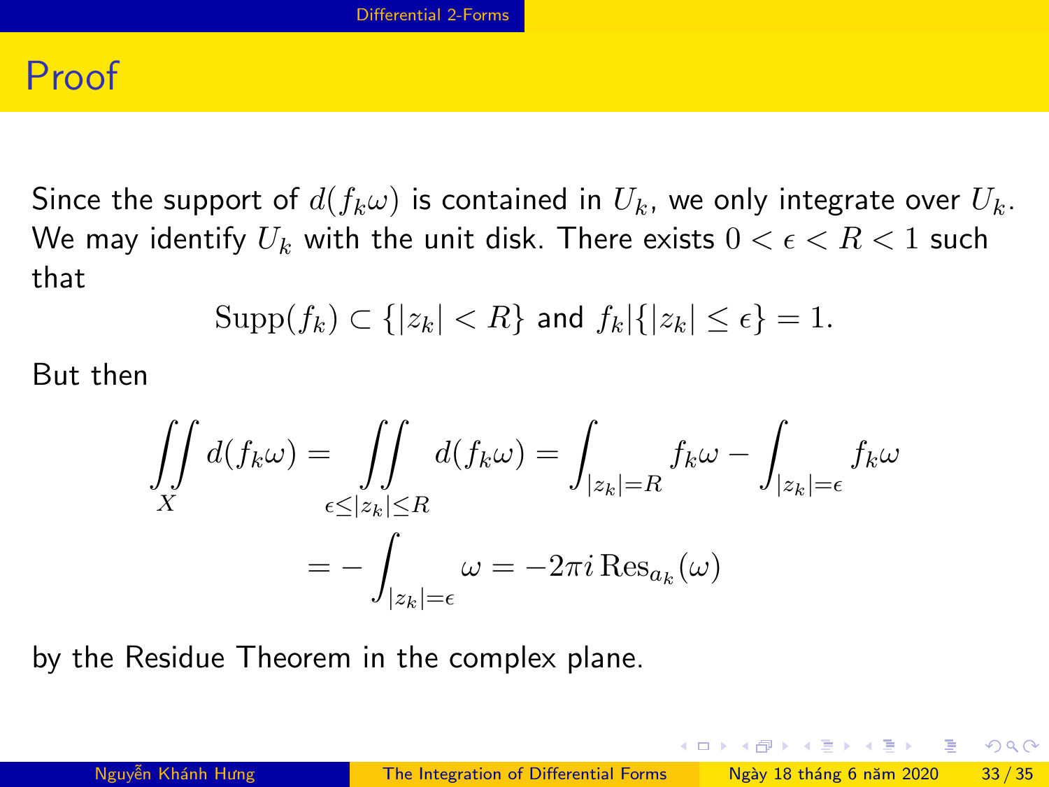# Proof

Since the support of $d(f_k\omega)$ is contained in $U_k$, we only integrate over $U_k$. We may identify $U_k$ with the unit disk. There exists $0 < \epsilon < R < 1$ such that

$$\mathrm{Supp}(f_k) \subset \{|z_k| < R\} \text{ and } f_k|\{|z_k| \leq \epsilon\} = 1.$$

But then

$$\iint\limits_X d(f_k\omega) = \iint\limits_{\epsilon \leq |z_k| \leq R} d(f_k\omega) = \int_{|z_k|=R} f_k\omega - \int_{|z_k|=\epsilon} f_k\omega$$

$$= -\int_{|z_k|=\epsilon} \omega = -2\pi i \,\mathrm{Res}_{a_k}(\omega)$$

by the Residue Theorem in the complex plane.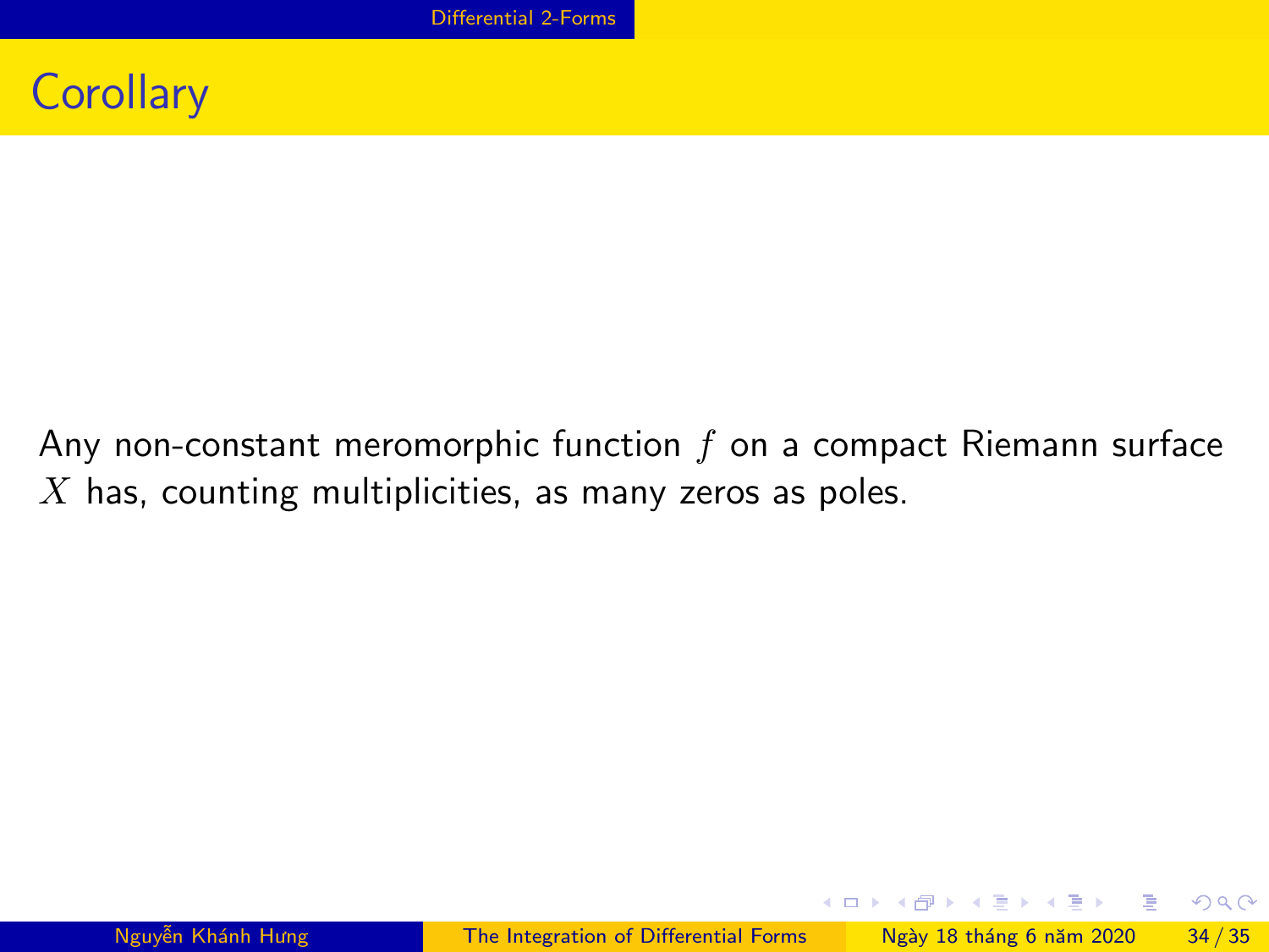## Corollary

Any non-constant meromorphic function $f$ on a compact Riemann surface $X$ has, counting multiplicities, as many zeros as poles.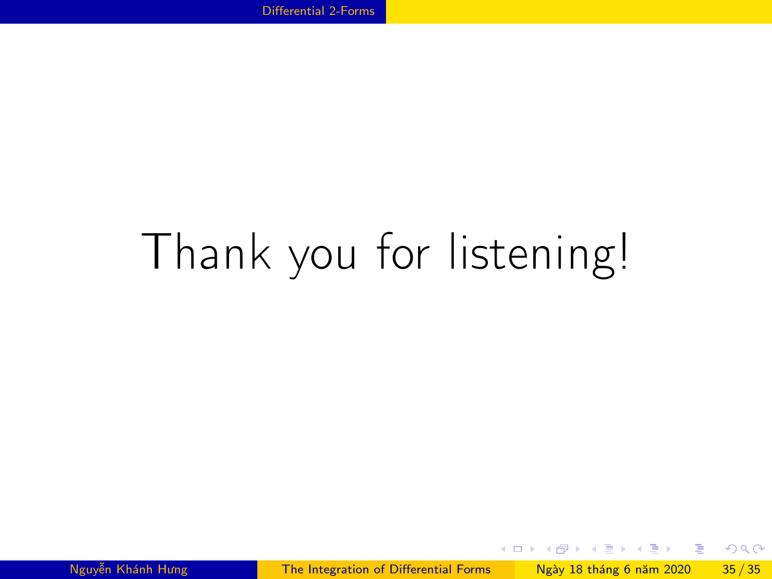Thank you for listening!